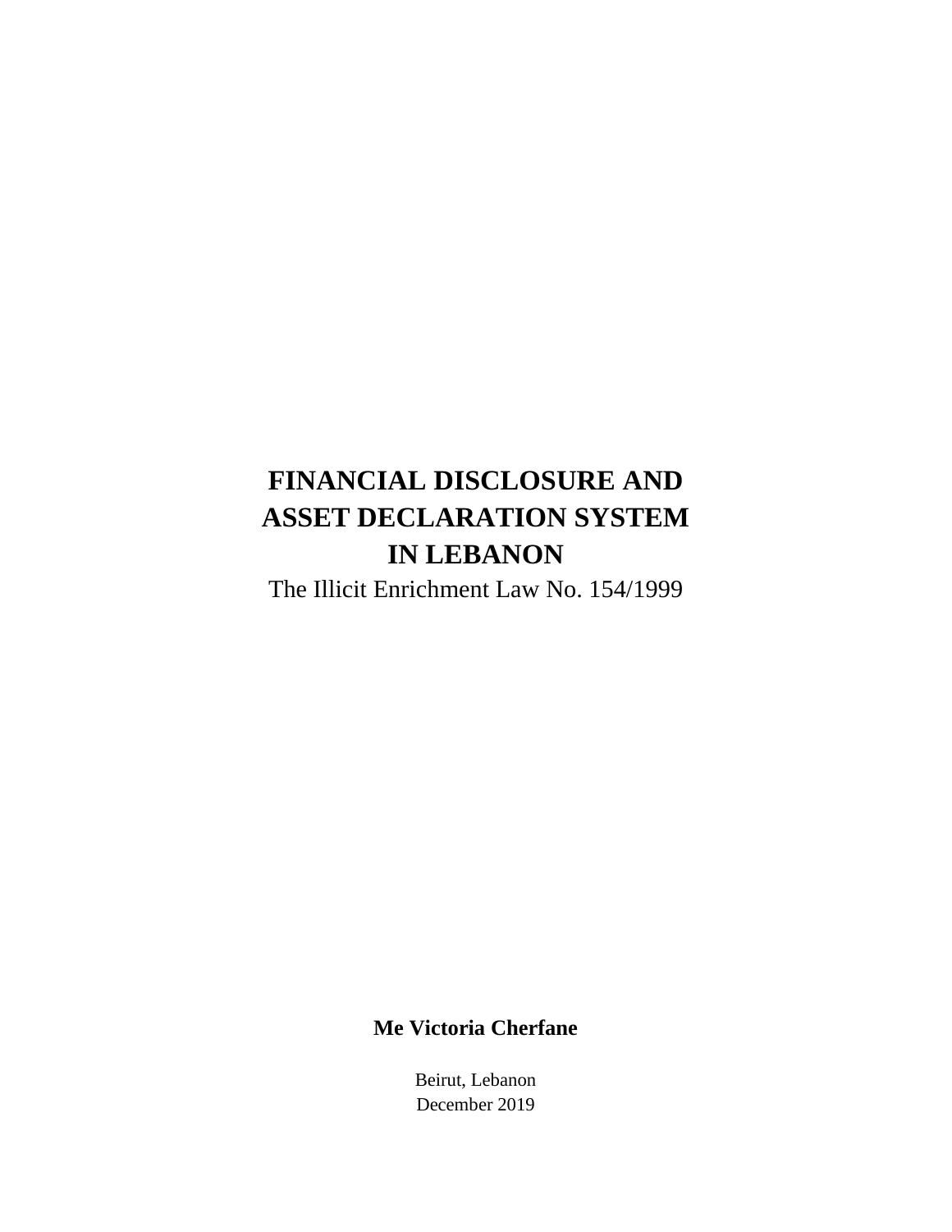# FINANCIAL DISCLOSURE AND ASSET DECLARATION SYSTEM IN LEBANON

The Illicit Enrichment Law No. 154/1999

**Me Victoria Cherfane**

Beirut, Lebanon
December 2019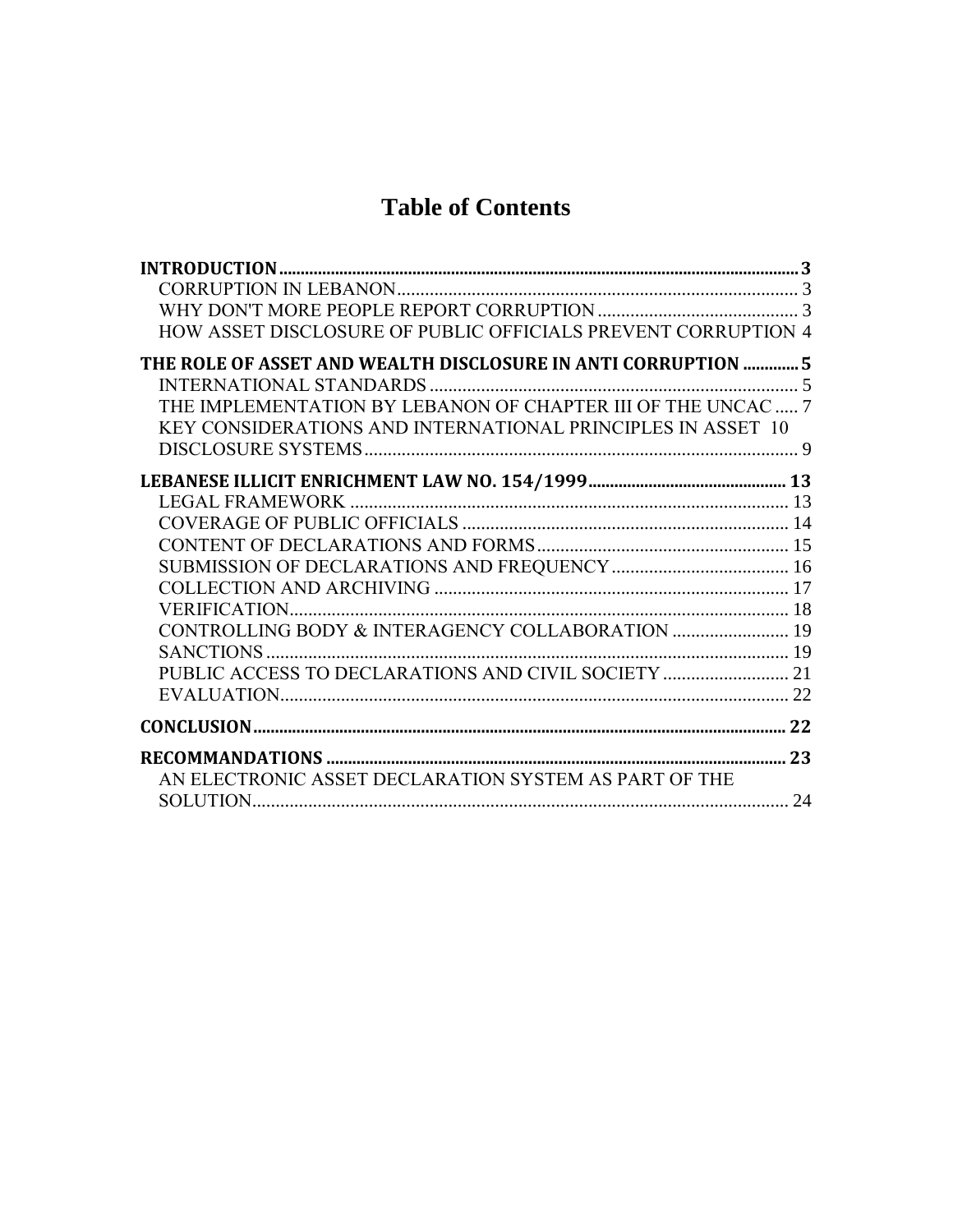# Table of Contents

**INTRODUCTION** ..... **3**
- CORRUPTION IN LEBANON ..... 3
- WHY DON'T MORE PEOPLE REPORT CORRUPTION ..... 3
- HOW ASSET DISCLOSURE OF PUBLIC OFFICIALS PREVENT CORRUPTION 4

**THE ROLE OF ASSET AND WEALTH DISCLOSURE IN ANTI CORRUPTION** ..... **5**
- INTERNATIONAL STANDARDS ..... 5
- THE IMPLEMENTATION BY LEBANON OF CHAPTER III OF THE UNCAC ..... 7
- KEY CONSIDERATIONS AND INTERNATIONAL PRINCIPLES IN ASSET 10 DISCLOSURE SYSTEMS ..... 9

**LEBANESE ILLICIT ENRICHMENT LAW NO. 154/1999** ..... **13**
- LEGAL FRAMEWORK ..... 13
- COVERAGE OF PUBLIC OFFICIALS ..... 14
- CONTENT OF DECLARATIONS AND FORMS ..... 15
- SUBMISSION OF DECLARATIONS AND FREQUENCY ..... 16
- COLLECTION AND ARCHIVING ..... 17
- VERIFICATION ..... 18
- CONTROLLING BODY & INTERAGENCY COLLABORATION ..... 19
- SANCTIONS ..... 19
- PUBLIC ACCESS TO DECLARATIONS AND CIVIL SOCIETY ..... 21
- EVALUATION ..... 22

**CONCLUSION** ..... **22**

**RECOMMANDATIONS** ..... **23**
- AN ELECTRONIC ASSET DECLARATION SYSTEM AS PART OF THE SOLUTION ..... 24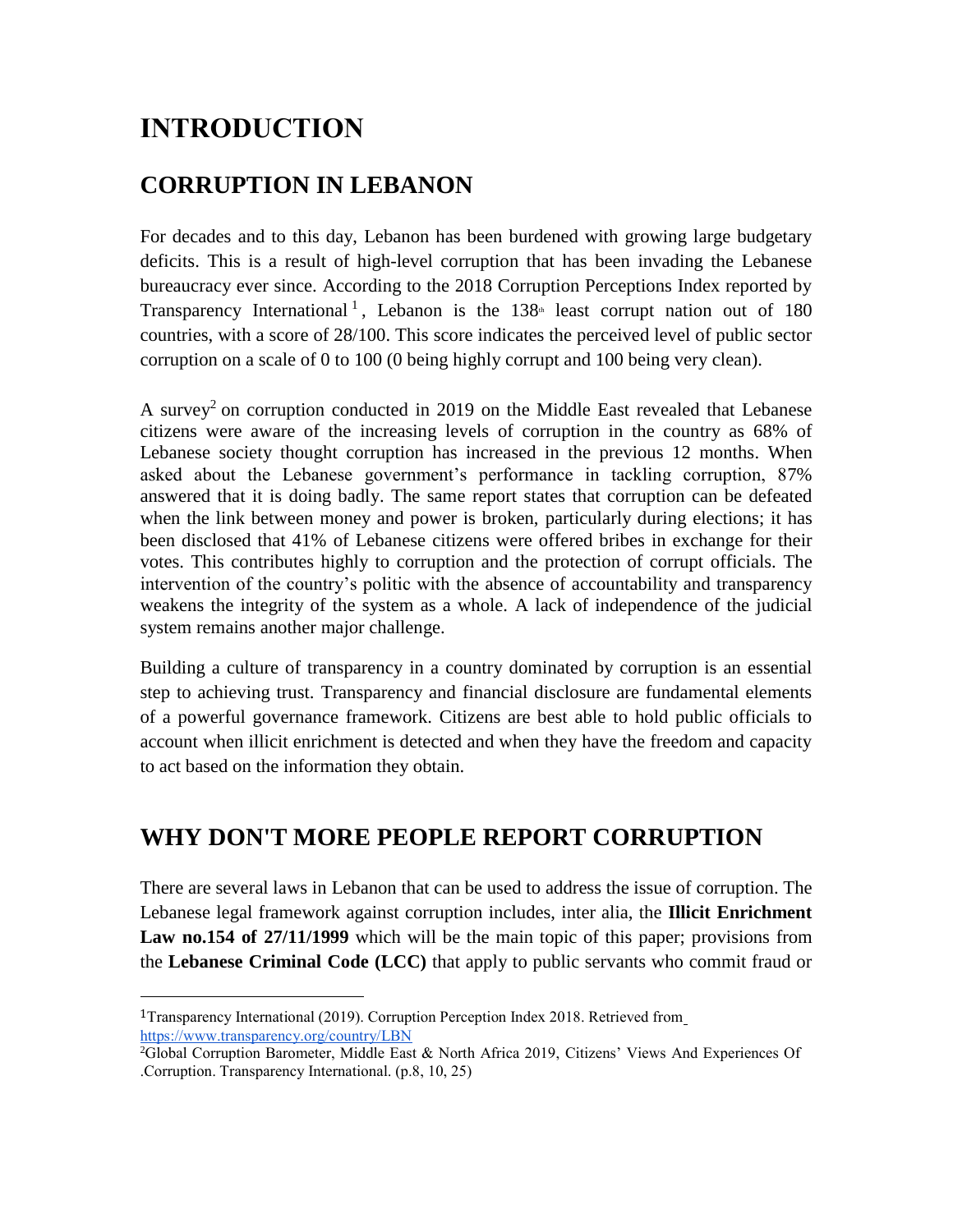# INTRODUCTION

## CORRUPTION IN LEBANON

For decades and to this day, Lebanon has been burdened with growing large budgetary deficits. This is a result of high-level corruption that has been invading the Lebanese bureaucracy ever since. According to the 2018 Corruption Perceptions Index reported by Transparency International[1], Lebanon is the 138th least corrupt nation out of 180 countries, with a score of 28/100. This score indicates the perceived level of public sector corruption on a scale of 0 to 100 (0 being highly corrupt and 100 being very clean).

A survey[2] on corruption conducted in 2019 on the Middle East revealed that Lebanese citizens were aware of the increasing levels of corruption in the country as 68% of Lebanese society thought corruption has increased in the previous 12 months. When asked about the Lebanese government's performance in tackling corruption, 87% answered that it is doing badly. The same report states that corruption can be defeated when the link between money and power is broken, particularly during elections; it has been disclosed that 41% of Lebanese citizens were offered bribes in exchange for their votes. This contributes highly to corruption and the protection of corrupt officials. The intervention of the country's politic with the absence of accountability and transparency weakens the integrity of the system as a whole. A lack of independence of the judicial system remains another major challenge.

Building a culture of transparency in a country dominated by corruption is an essential step to achieving trust. Transparency and financial disclosure are fundamental elements of a powerful governance framework. Citizens are best able to hold public officials to account when illicit enrichment is detected and when they have the freedom and capacity to act based on the information they obtain.

## WHY DON'T MORE PEOPLE REPORT CORRUPTION

There are several laws in Lebanon that can be used to address the issue of corruption. The Lebanese legal framework against corruption includes, inter alia, the **Illicit Enrichment Law no.154 of 27/11/1999** which will be the main topic of this paper; provisions from the **Lebanese Criminal Code (LCC)** that apply to public servants who commit fraud or

---

[1] Transparency International (2019). Corruption Perception Index 2018. Retrieved from https://www.transparency.org/country/LBN

[2] Global Corruption Barometer, Middle East & North Africa 2019, Citizens' Views And Experiences Of .Corruption. Transparency International. (p.8, 10, 25)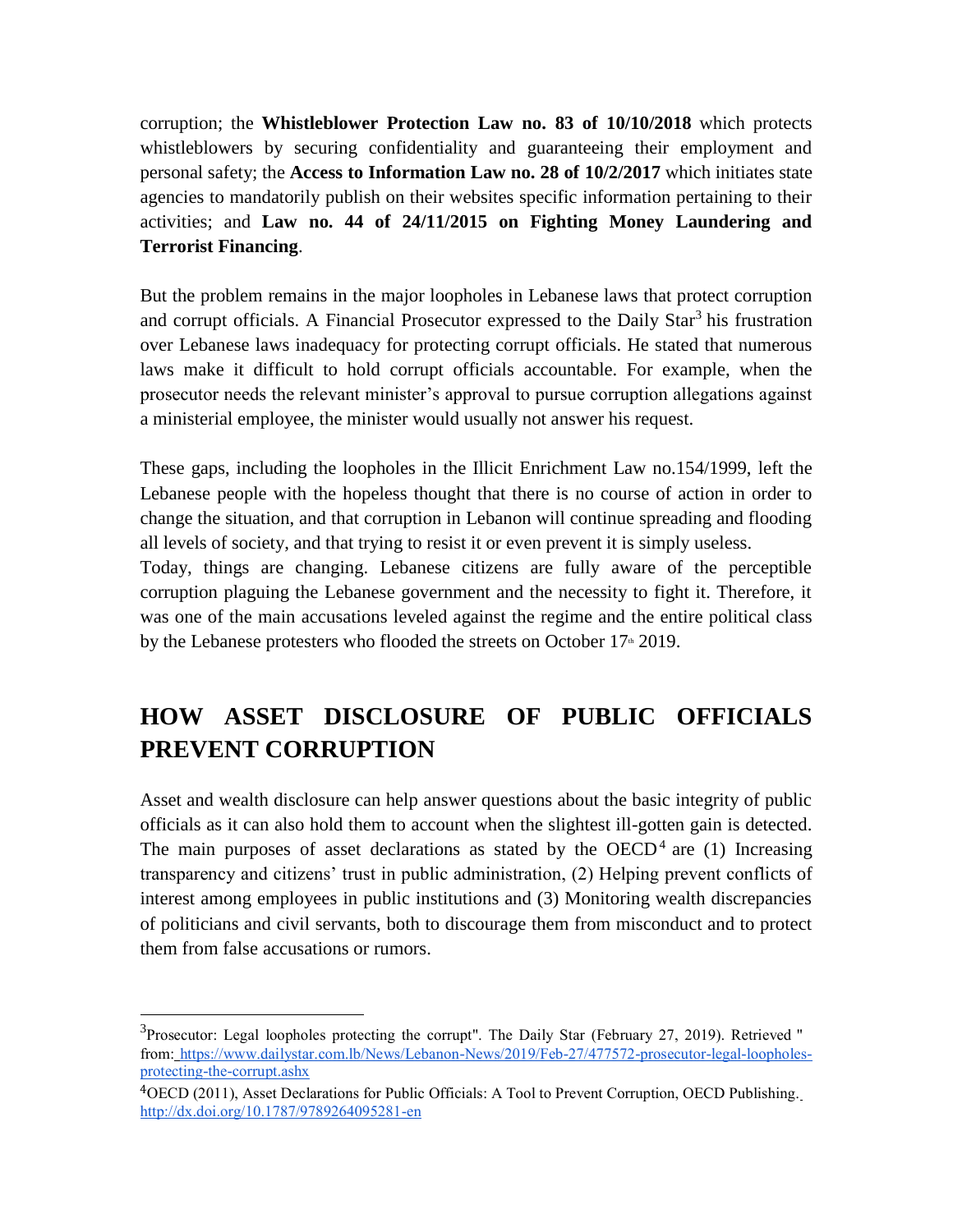corruption; the **Whistleblower Protection Law no. 83 of 10/10/2018** which protects whistleblowers by securing confidentiality and guaranteeing their employment and personal safety; the **Access to Information Law no. 28 of 10/2/2017** which initiates state agencies to mandatorily publish on their websites specific information pertaining to their activities; and **Law no. 44 of 24/11/2015 on Fighting Money Laundering and Terrorist Financing**.

But the problem remains in the major loopholes in Lebanese laws that protect corruption and corrupt officials. A Financial Prosecutor expressed to the Daily Star[3] his frustration over Lebanese laws inadequacy for protecting corrupt officials. He stated that numerous laws make it difficult to hold corrupt officials accountable. For example, when the prosecutor needs the relevant minister's approval to pursue corruption allegations against a ministerial employee, the minister would usually not answer his request.

These gaps, including the loopholes in the Illicit Enrichment Law no.154/1999, left the Lebanese people with the hopeless thought that there is no course of action in order to change the situation, and that corruption in Lebanon will continue spreading and flooding all levels of society, and that trying to resist it or even prevent it is simply useless.
Today, things are changing. Lebanese citizens are fully aware of the perceptible corruption plaguing the Lebanese government and the necessity to fight it. Therefore, it was one of the main accusations leveled against the regime and the entire political class by the Lebanese protesters who flooded the streets on October 17th 2019.

## HOW ASSET DISCLOSURE OF PUBLIC OFFICIALS PREVENT CORRUPTION

Asset and wealth disclosure can help answer questions about the basic integrity of public officials as it can also hold them to account when the slightest ill-gotten gain is detected. The main purposes of asset declarations as stated by the OECD[4] are (1) Increasing transparency and citizens' trust in public administration, (2) Helping prevent conflicts of interest among employees in public institutions and (3) Monitoring wealth discrepancies of politicians and civil servants, both to discourage them from misconduct and to protect them from false accusations or rumors.

---

[3] Prosecutor: Legal loopholes protecting the corrupt". The Daily Star (February 27, 2019). Retrieved " from: https://www.dailystar.com.lb/News/Lebanon-News/2019/Feb-27/477572-prosecutor-legal-loopholes-protecting-the-corrupt.ashx

[4] OECD (2011), Asset Declarations for Public Officials: A Tool to Prevent Corruption, OECD Publishing. http://dx.doi.org/10.1787/9789264095281-en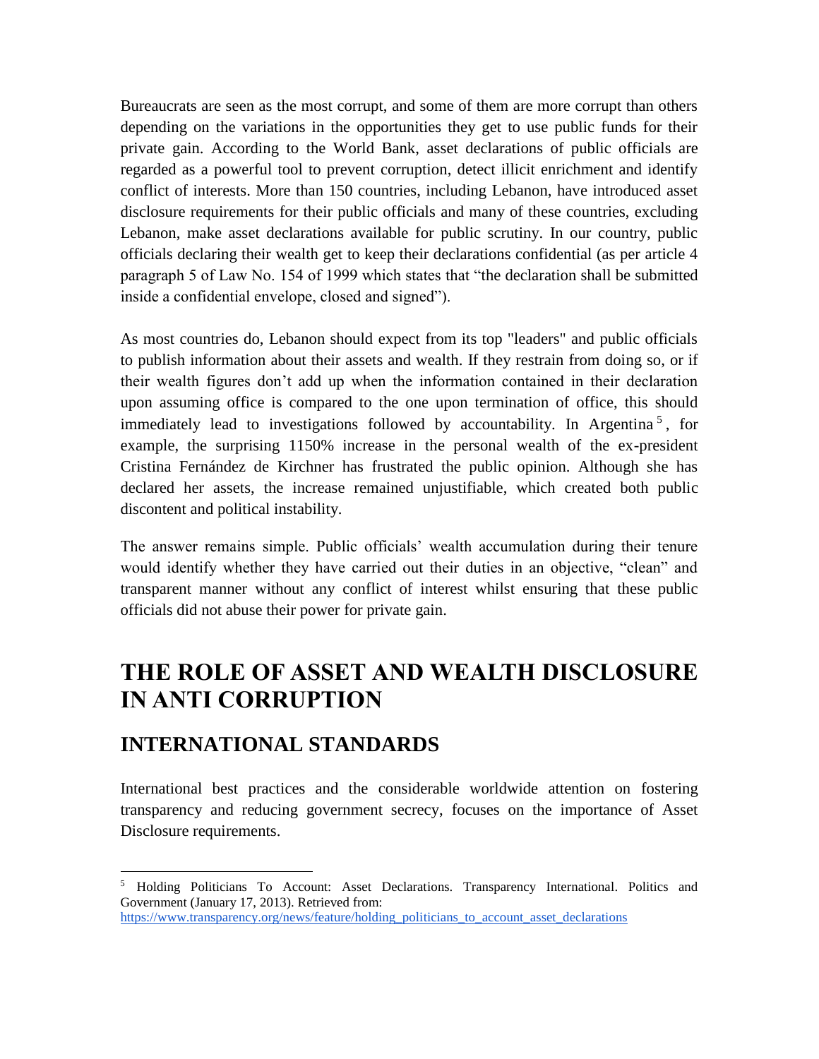Bureaucrats are seen as the most corrupt, and some of them are more corrupt than others depending on the variations in the opportunities they get to use public funds for their private gain. According to the World Bank, asset declarations of public officials are regarded as a powerful tool to prevent corruption, detect illicit enrichment and identify conflict of interests. More than 150 countries, including Lebanon, have introduced asset disclosure requirements for their public officials and many of these countries, excluding Lebanon, make asset declarations available for public scrutiny. In our country, public officials declaring their wealth get to keep their declarations confidential (as per article 4 paragraph 5 of Law No. 154 of 1999 which states that "the declaration shall be submitted inside a confidential envelope, closed and signed").

As most countries do, Lebanon should expect from its top "leaders" and public officials to publish information about their assets and wealth. If they restrain from doing so, or if their wealth figures don't add up when the information contained in their declaration upon assuming office is compared to the one upon termination of office, this should immediately lead to investigations followed by accountability. In Argentina[5], for example, the surprising 1150% increase in the personal wealth of the ex-president Cristina Fernández de Kirchner has frustrated the public opinion. Although she has declared her assets, the increase remained unjustifiable, which created both public discontent and political instability.

The answer remains simple. Public officials' wealth accumulation during their tenure would identify whether they have carried out their duties in an objective, "clean" and transparent manner without any conflict of interest whilst ensuring that these public officials did not abuse their power for private gain.

# THE ROLE OF ASSET AND WEALTH DISCLOSURE IN ANTI CORRUPTION

## INTERNATIONAL STANDARDS

International best practices and the considerable worldwide attention on fostering transparency and reducing government secrecy, focuses on the importance of Asset Disclosure requirements.

---

[5] Holding Politicians To Account: Asset Declarations. Transparency International. Politics and Government (January 17, 2013). Retrieved from: https://www.transparency.org/news/feature/holding_politicians_to_account_asset_declarations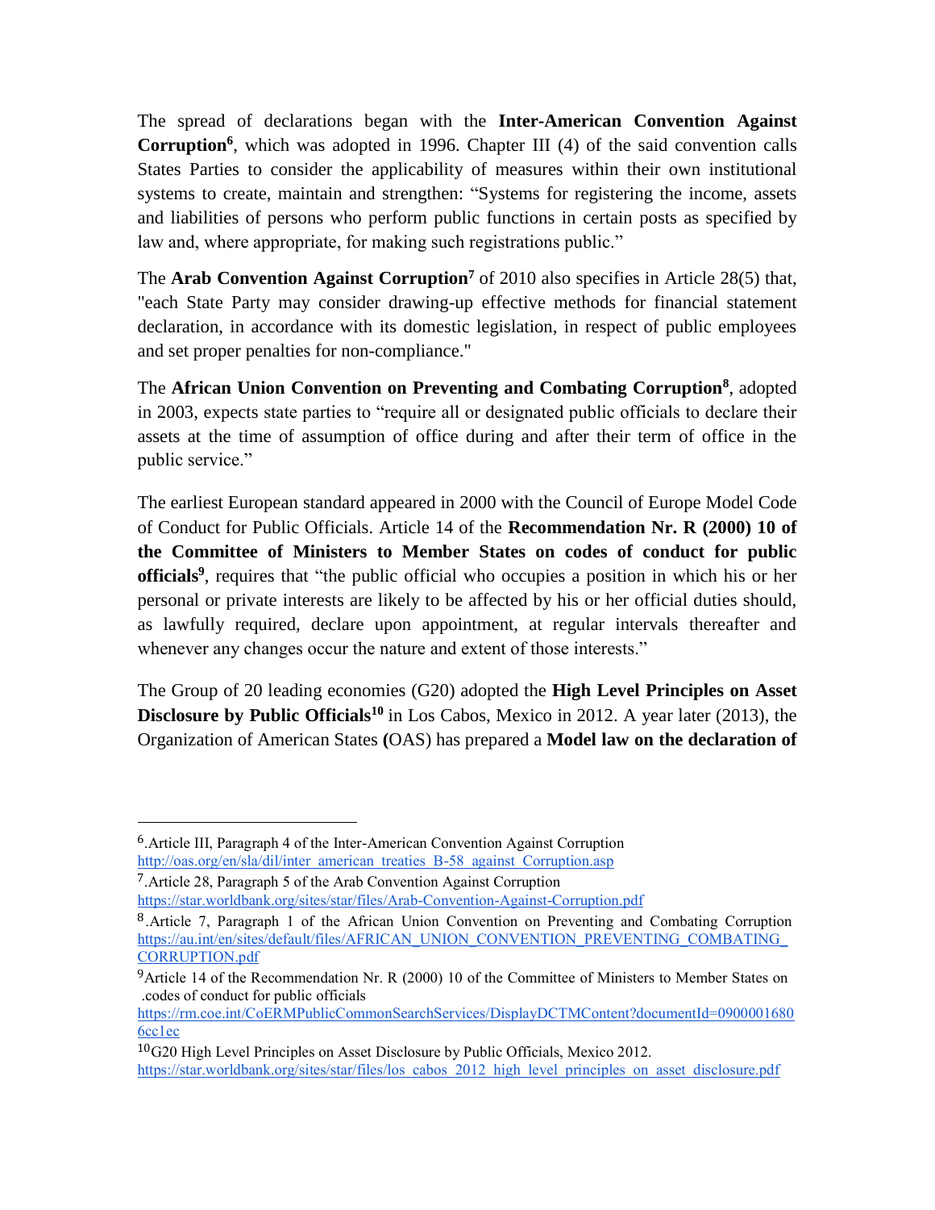The spread of declarations began with the **Inter-American Convention Against Corruption**[6], which was adopted in 1996. Chapter III (4) of the said convention calls States Parties to consider the applicability of measures within their own institutional systems to create, maintain and strengthen: "Systems for registering the income, assets and liabilities of persons who perform public functions in certain posts as specified by law and, where appropriate, for making such registrations public."

The **Arab Convention Against Corruption**[7] of 2010 also specifies in Article 28(5) that, "each State Party may consider drawing-up effective methods for financial statement declaration, in accordance with its domestic legislation, in respect of public employees and set proper penalties for non-compliance."

The **African Union Convention on Preventing and Combating Corruption**[8], adopted in 2003, expects state parties to "require all or designated public officials to declare their assets at the time of assumption of office during and after their term of office in the public service."

The earliest European standard appeared in 2000 with the Council of Europe Model Code of Conduct for Public Officials. Article 14 of the **Recommendation Nr. R (2000) 10 of the Committee of Ministers to Member States on codes of conduct for public officials**[9], requires that "the public official who occupies a position in which his or her personal or private interests are likely to be affected by his or her official duties should, as lawfully required, declare upon appointment, at regular intervals thereafter and whenever any changes occur the nature and extent of those interests."

The Group of 20 leading economies (G20) adopted the **High Level Principles on Asset Disclosure by Public Officials**[10] in Los Cabos, Mexico in 2012. A year later (2013), the Organization of American States (OAS) has prepared a **Model law on the declaration of**

---

6. Article III, Paragraph 4 of the Inter-American Convention Against Corruption http://oas.org/en/sla/dil/inter_american_treaties_B-58_against_Corruption.asp

7. Article 28, Paragraph 5 of the Arab Convention Against Corruption https://star.worldbank.org/sites/star/files/Arab-Convention-Against-Corruption.pdf

8. Article 7, Paragraph 1 of the African Union Convention on Preventing and Combating Corruption https://au.int/en/sites/default/files/AFRICAN_UNION_CONVENTION_PREVENTING_COMBATING_CORRUPTION.pdf

9. Article 14 of the Recommendation Nr. R (2000) 10 of the Committee of Ministers to Member States on codes of conduct for public officials. https://rm.coe.int/CoERMPublicCommonSearchServices/DisplayDCTMContent?documentId=09000016806cc1ec

10. G20 High Level Principles on Asset Disclosure by Public Officials, Mexico 2012. https://star.worldbank.org/sites/star/files/los_cabos_2012_high_level_principles_on_asset_disclosure.pdf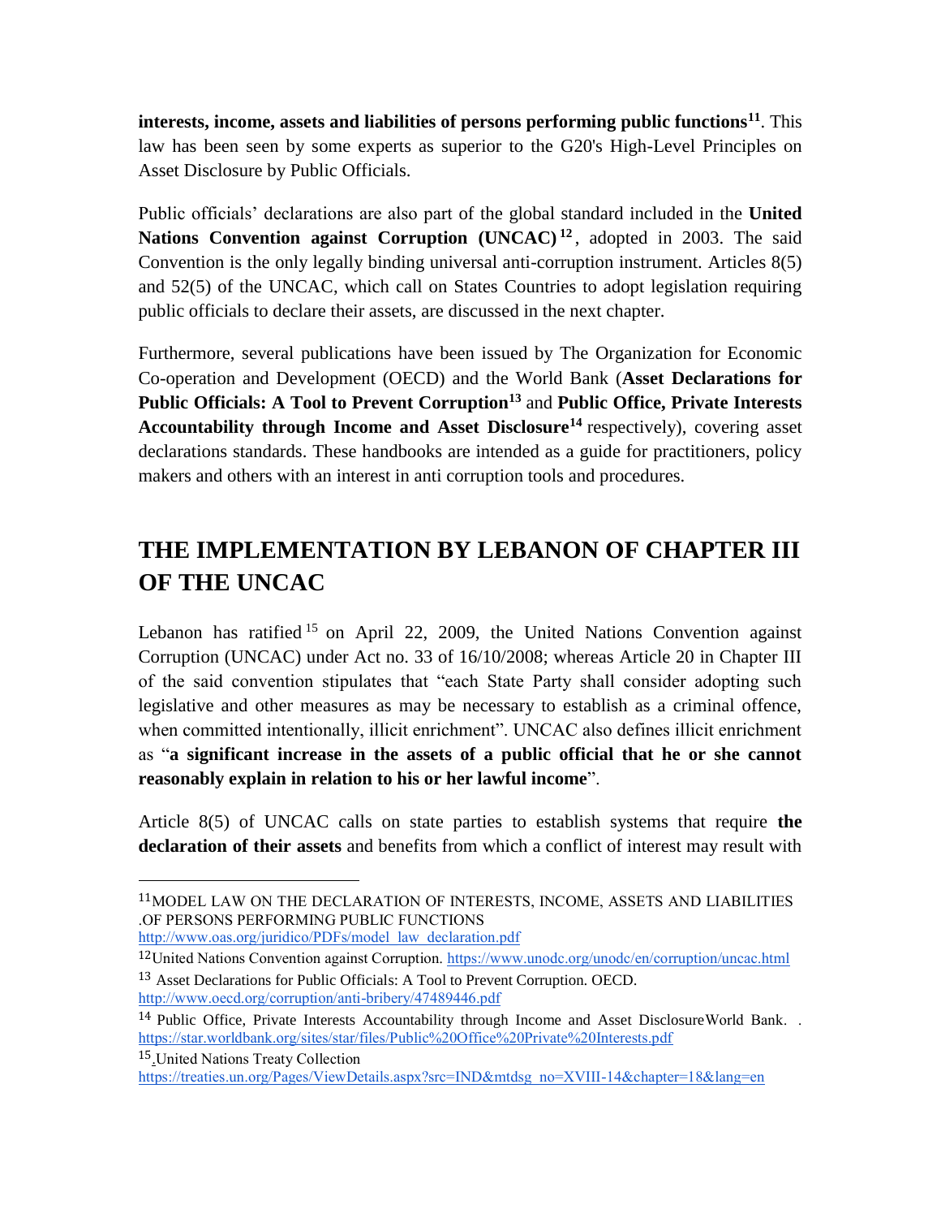**interests, income, assets and liabilities of persons performing public functions**[11]. This law has been seen by some experts as superior to the G20's High-Level Principles on Asset Disclosure by Public Officials.

Public officials' declarations are also part of the global standard included in the **United Nations Convention against Corruption (UNCAC)**[12], adopted in 2003. The said Convention is the only legally binding universal anti-corruption instrument. Articles 8(5) and 52(5) of the UNCAC, which call on States Countries to adopt legislation requiring public officials to declare their assets, are discussed in the next chapter.

Furthermore, several publications have been issued by The Organization for Economic Co-operation and Development (OECD) and the World Bank (**Asset Declarations for Public Officials: A Tool to Prevent Corruption**[13] and **Public Office, Private Interests Accountability through Income and Asset Disclosure**[14] respectively), covering asset declarations standards. These handbooks are intended as a guide for practitioners, policy makers and others with an interest in anti corruption tools and procedures.

## THE IMPLEMENTATION BY LEBANON OF CHAPTER III OF THE UNCAC

Lebanon has ratified[15] on April 22, 2009, the United Nations Convention against Corruption (UNCAC) under Act no. 33 of 16/10/2008; whereas Article 20 in Chapter III of the said convention stipulates that "each State Party shall consider adopting such legislative and other measures as may be necessary to establish as a criminal offence, when committed intentionally, illicit enrichment". UNCAC also defines illicit enrichment as "**a significant increase in the assets of a public official that he or she cannot reasonably explain in relation to his or her lawful income**".

Article 8(5) of UNCAC calls on state parties to establish systems that require **the declaration of their assets** and benefits from which a conflict of interest may result with

---

[11] MODEL LAW ON THE DECLARATION OF INTERESTS, INCOME, ASSETS AND LIABILITIES .OF PERSONS PERFORMING PUBLIC FUNCTIONS http://www.oas.org/juridico/PDFs/model_law_declaration.pdf

[12] United Nations Convention against Corruption. https://www.unodc.org/unodc/en/corruption/uncac.html

[13] Asset Declarations for Public Officials: A Tool to Prevent Corruption. OECD. http://www.oecd.org/corruption/anti-bribery/47489446.pdf

[14] Public Office, Private Interests Accountability through Income and Asset DisclosureWorld Bank. . https://star.worldbank.org/sites/star/files/Public%20Office%20Private%20Interests.pdf

[15] .United Nations Treaty Collection https://treaties.un.org/Pages/ViewDetails.aspx?src=IND&mtdsg_no=XVIII-14&chapter=18&lang=en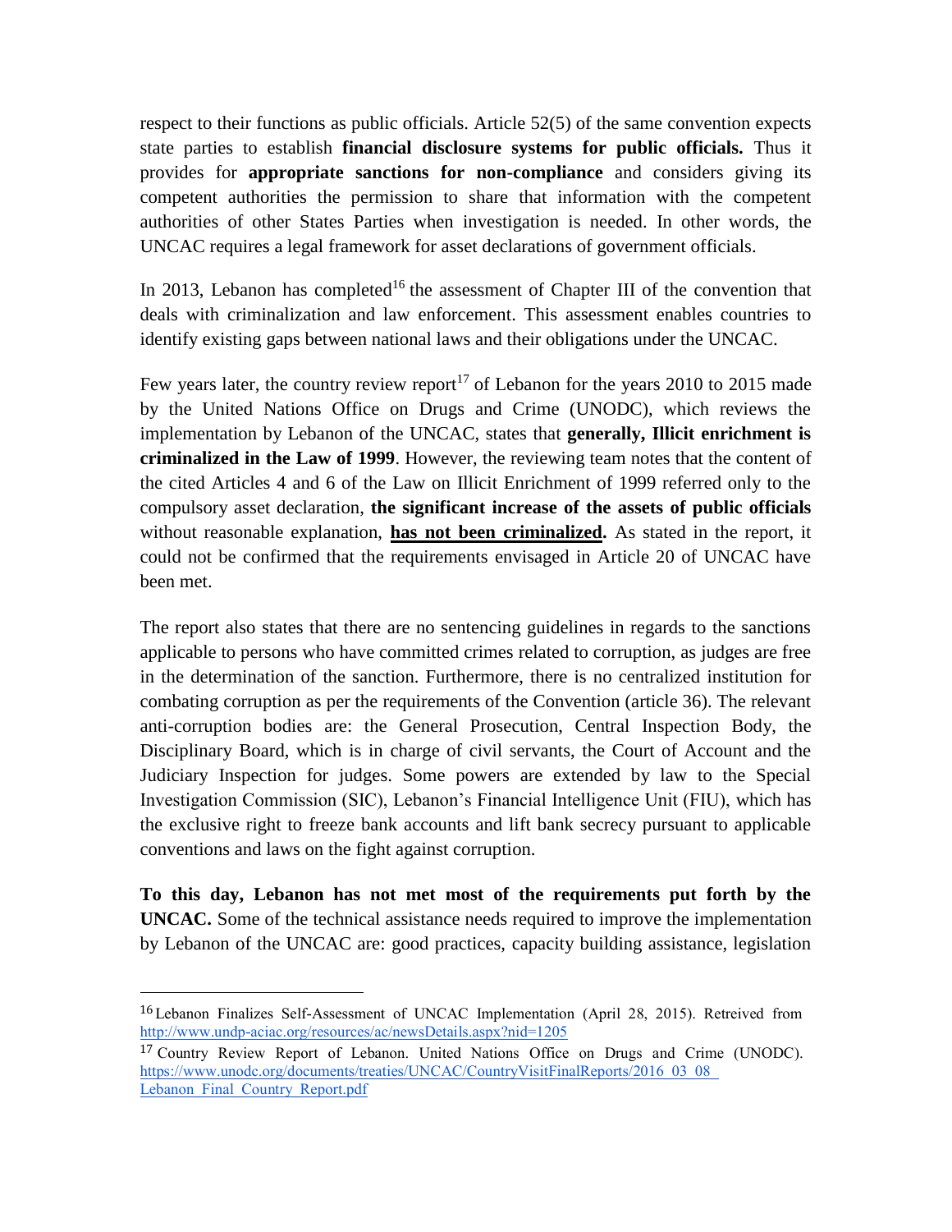respect to their functions as public officials. Article 52(5) of the same convention expects state parties to establish **financial disclosure systems for public officials.** Thus it provides for **appropriate sanctions for non-compliance** and considers giving its competent authorities the permission to share that information with the competent authorities of other States Parties when investigation is needed. In other words, the UNCAC requires a legal framework for asset declarations of government officials.

In 2013, Lebanon has completed[16] the assessment of Chapter III of the convention that deals with criminalization and law enforcement. This assessment enables countries to identify existing gaps between national laws and their obligations under the UNCAC.

Few years later, the country review report[17] of Lebanon for the years 2010 to 2015 made by the United Nations Office on Drugs and Crime (UNODC), which reviews the implementation by Lebanon of the UNCAC, states that **generally, Illicit enrichment is criminalized in the Law of 1999**. However, the reviewing team notes that the content of the cited Articles 4 and 6 of the Law on Illicit Enrichment of 1999 referred only to the compulsory asset declaration, **the significant increase of the assets of public officials** without reasonable explanation, **<u>has not been criminalized</u>.** As stated in the report, it could not be confirmed that the requirements envisaged in Article 20 of UNCAC have been met.

The report also states that there are no sentencing guidelines in regards to the sanctions applicable to persons who have committed crimes related to corruption, as judges are free in the determination of the sanction. Furthermore, there is no centralized institution for combating corruption as per the requirements of the Convention (article 36). The relevant anti-corruption bodies are: the General Prosecution, Central Inspection Body, the Disciplinary Board, which is in charge of civil servants, the Court of Account and the Judiciary Inspection for judges. Some powers are extended by law to the Special Investigation Commission (SIC), Lebanon's Financial Intelligence Unit (FIU), which has the exclusive right to freeze bank accounts and lift bank secrecy pursuant to applicable conventions and laws on the fight against corruption.

**To this day, Lebanon has not met most of the requirements put forth by the UNCAC.** Some of the technical assistance needs required to improve the implementation by Lebanon of the UNCAC are: good practices, capacity building assistance, legislation

---

[16] Lebanon Finalizes Self-Assessment of UNCAC Implementation (April 28, 2015). Retreived from http://www.undp-aciac.org/resources/ac/newsDetails.aspx?nid=1205

[17] Country Review Report of Lebanon. United Nations Office on Drugs and Crime (UNODC). https://www.unodc.org/documents/treaties/UNCAC/CountryVisitFinalReports/2016_03_08_Lebanon_Final_Country_Report.pdf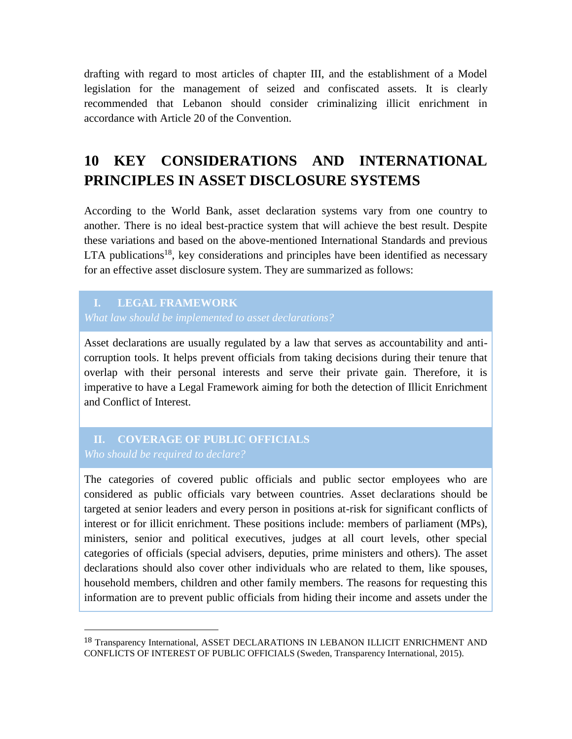drafting with regard to most articles of chapter III, and the establishment of a Model legislation for the management of seized and confiscated assets. It is clearly recommended that Lebanon should consider criminalizing illicit enrichment in accordance with Article 20 of the Convention.

# 10 KEY CONSIDERATIONS AND INTERNATIONAL PRINCIPLES IN ASSET DISCLOSURE SYSTEMS

According to the World Bank, asset declaration systems vary from one country to another. There is no ideal best-practice system that will achieve the best result. Despite these variations and based on the above-mentioned International Standards and previous LTA publications[18], key considerations and principles have been identified as necessary for an effective asset disclosure system. They are summarized as follows:

### I. LEGAL FRAMEWORK

*What law should be implemented to asset declarations?*

Asset declarations are usually regulated by a law that serves as accountability and anti-corruption tools. It helps prevent officials from taking decisions during their tenure that overlap with their personal interests and serve their private gain. Therefore, it is imperative to have a Legal Framework aiming for both the detection of Illicit Enrichment and Conflict of Interest.

### II. COVERAGE OF PUBLIC OFFICIALS

*Who should be required to declare?*

The categories of covered public officials and public sector employees who are considered as public officials vary between countries. Asset declarations should be targeted at senior leaders and every person in positions at-risk for significant conflicts of interest or for illicit enrichment. These positions include: members of parliament (MPs), ministers, senior and political executives, judges at all court levels, other special categories of officials (special advisers, deputies, prime ministers and others). The asset declarations should also cover other individuals who are related to them, like spouses, household members, children and other family members. The reasons for requesting this information are to prevent public officials from hiding their income and assets under the

---

[18] Transparency International, ASSET DECLARATIONS IN LEBANON ILLICIT ENRICHMENT AND CONFLICTS OF INTEREST OF PUBLIC OFFICIALS (Sweden, Transparency International, 2015).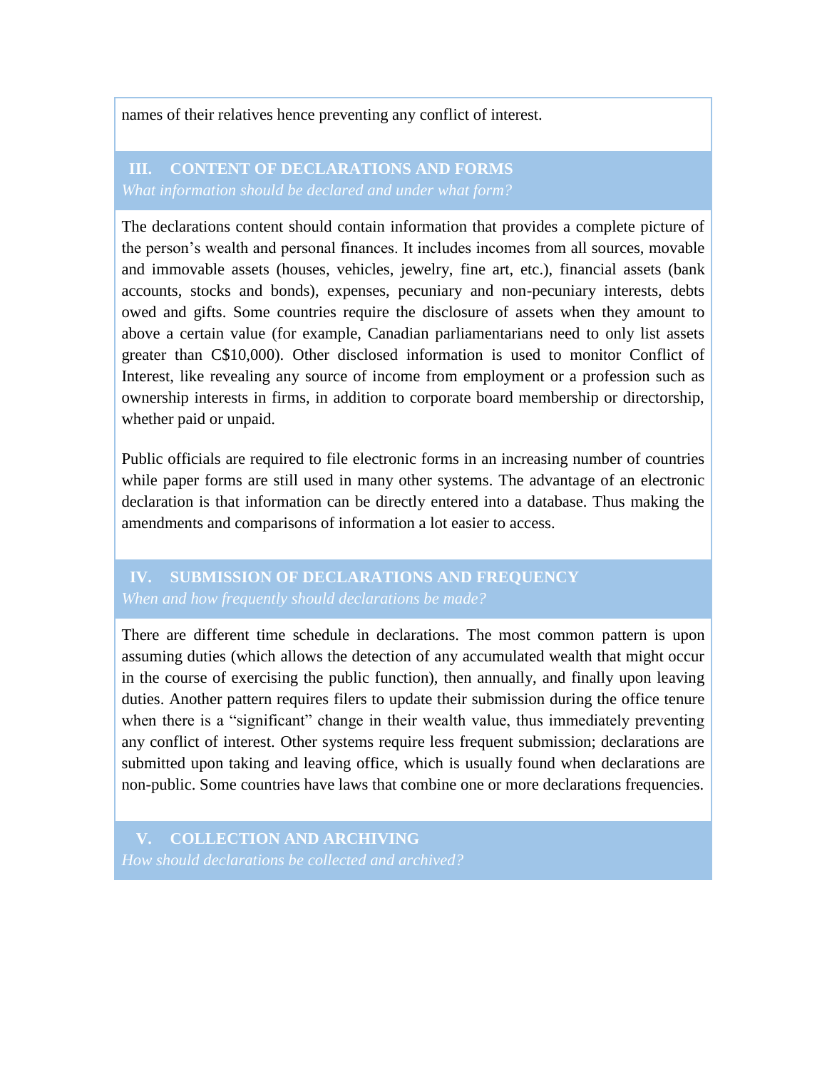names of their relatives hence preventing any conflict of interest.

## III. CONTENT OF DECLARATIONS AND FORMS

*What information should be declared and under what form?*

The declarations content should contain information that provides a complete picture of the person's wealth and personal finances. It includes incomes from all sources, movable and immovable assets (houses, vehicles, jewelry, fine art, etc.), financial assets (bank accounts, stocks and bonds), expenses, pecuniary and non-pecuniary interests, debts owed and gifts. Some countries require the disclosure of assets when they amount to above a certain value (for example, Canadian parliamentarians need to only list assets greater than C$10,000). Other disclosed information is used to monitor Conflict of Interest, like revealing any source of income from employment or a profession such as ownership interests in firms, in addition to corporate board membership or directorship, whether paid or unpaid.

Public officials are required to file electronic forms in an increasing number of countries while paper forms are still used in many other systems. The advantage of an electronic declaration is that information can be directly entered into a database. Thus making the amendments and comparisons of information a lot easier to access.

## IV. SUBMISSION OF DECLARATIONS AND FREQUENCY

*When and how frequently should declarations be made?*

There are different time schedule in declarations. The most common pattern is upon assuming duties (which allows the detection of any accumulated wealth that might occur in the course of exercising the public function), then annually, and finally upon leaving duties. Another pattern requires filers to update their submission during the office tenure when there is a "significant" change in their wealth value, thus immediately preventing any conflict of interest. Other systems require less frequent submission; declarations are submitted upon taking and leaving office, which is usually found when declarations are non-public. Some countries have laws that combine one or more declarations frequencies.

## V. COLLECTION AND ARCHIVING

*How should declarations be collected and archived?*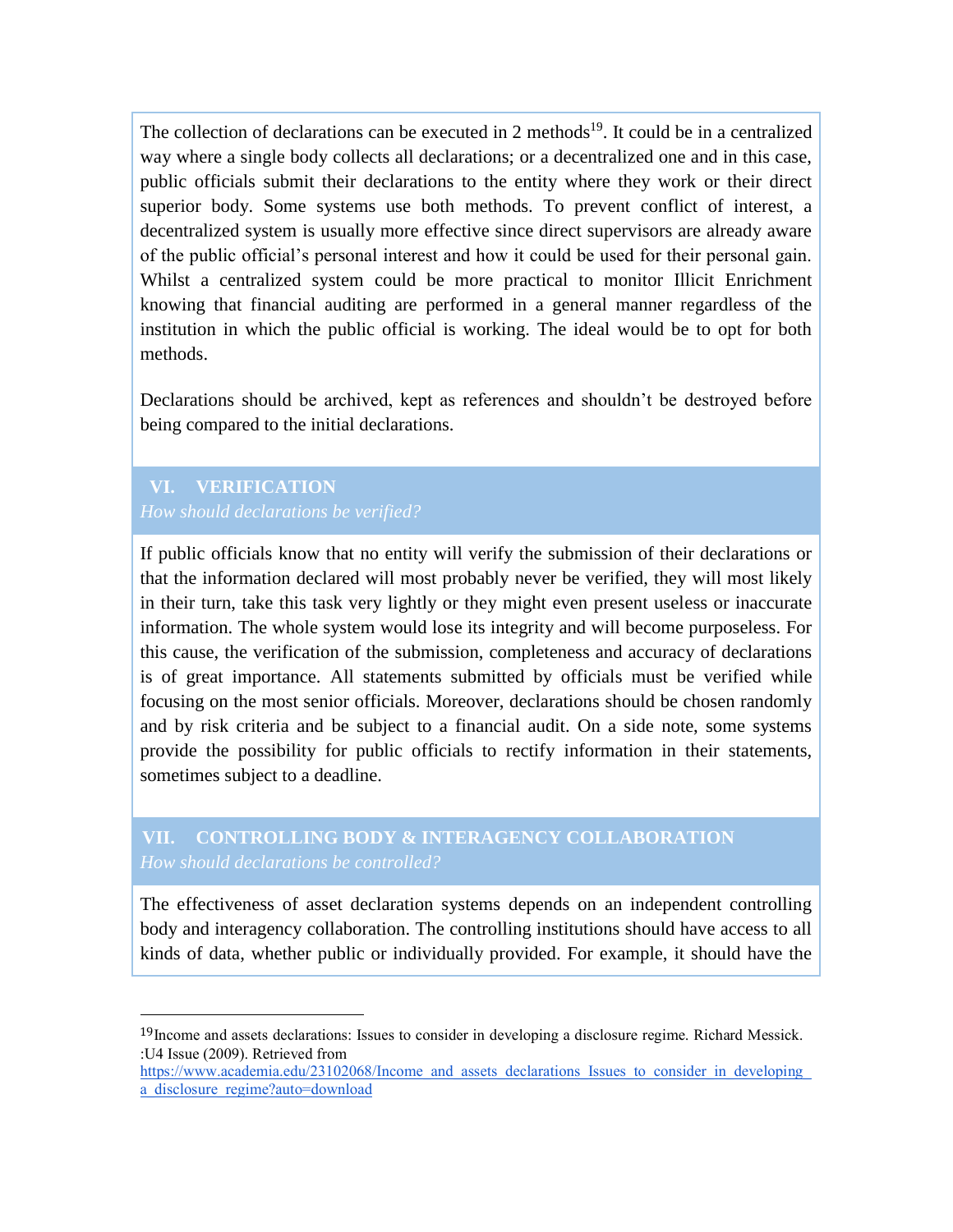The collection of declarations can be executed in 2 methods[19]. It could be in a centralized way where a single body collects all declarations; or a decentralized one and in this case, public officials submit their declarations to the entity where they work or their direct superior body. Some systems use both methods. To prevent conflict of interest, a decentralized system is usually more effective since direct supervisors are already aware of the public official's personal interest and how it could be used for their personal gain. Whilst a centralized system could be more practical to monitor Illicit Enrichment knowing that financial auditing are performed in a general manner regardless of the institution in which the public official is working. The ideal would be to opt for both methods.

Declarations should be archived, kept as references and shouldn't be destroyed before being compared to the initial declarations.

## VI. VERIFICATION

*How should declarations be verified?*

If public officials know that no entity will verify the submission of their declarations or that the information declared will most probably never be verified, they will most likely in their turn, take this task very lightly or they might even present useless or inaccurate information. The whole system would lose its integrity and will become purposeless. For this cause, the verification of the submission, completeness and accuracy of declarations is of great importance. All statements submitted by officials must be verified while focusing on the most senior officials. Moreover, declarations should be chosen randomly and by risk criteria and be subject to a financial audit. On a side note, some systems provide the possibility for public officials to rectify information in their statements, sometimes subject to a deadline.

## VII. CONTROLLING BODY & INTERAGENCY COLLABORATION

*How should declarations be controlled?*

The effectiveness of asset declaration systems depends on an independent controlling body and interagency collaboration. The controlling institutions should have access to all kinds of data, whether public or individually provided. For example, it should have the

---

[19] Income and assets declarations: Issues to consider in developing a disclosure regime. Richard Messick. :U4 Issue (2009). Retrieved from https://www.academia.edu/23102068/Income_and_assets_declarations_Issues_to_consider_in_developing_a_disclosure_regime?auto=download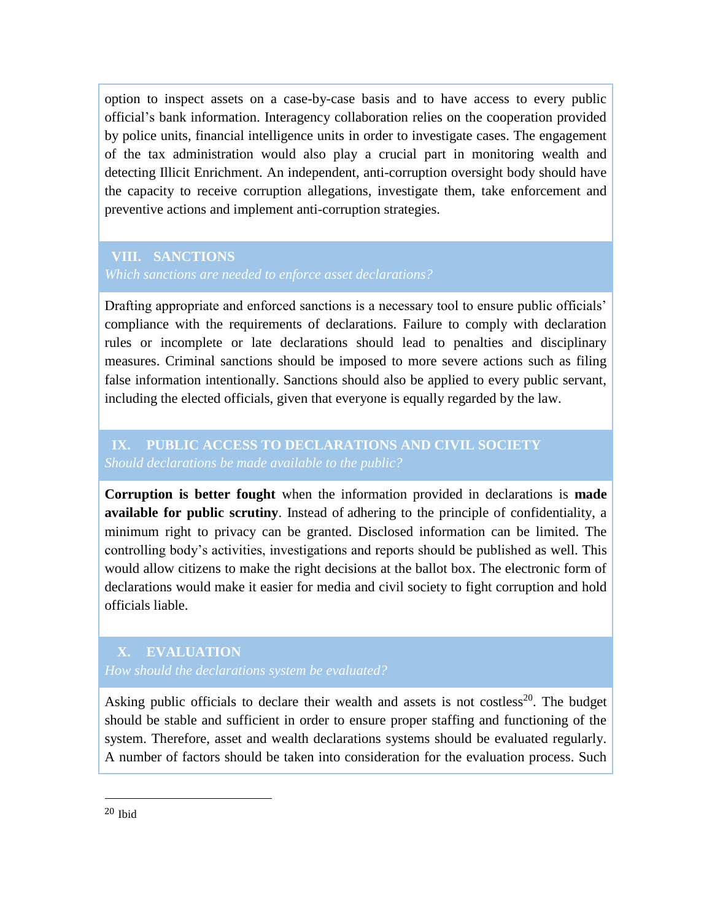option to inspect assets on a case-by-case basis and to have access to every public official's bank information. Interagency collaboration relies on the cooperation provided by police units, financial intelligence units in order to investigate cases. The engagement of the tax administration would also play a crucial part in monitoring wealth and detecting Illicit Enrichment. An independent, anti-corruption oversight body should have the capacity to receive corruption allegations, investigate them, take enforcement and preventive actions and implement anti-corruption strategies.

## VIII. SANCTIONS

*Which sanctions are needed to enforce asset declarations?*

Drafting appropriate and enforced sanctions is a necessary tool to ensure public officials' compliance with the requirements of declarations. Failure to comply with declaration rules or incomplete or late declarations should lead to penalties and disciplinary measures. Criminal sanctions should be imposed to more severe actions such as filing false information intentionally. Sanctions should also be applied to every public servant, including the elected officials, given that everyone is equally regarded by the law.

## IX. PUBLIC ACCESS TO DECLARATIONS AND CIVIL SOCIETY

*Should declarations be made available to the public?*

**Corruption is better fought** when the information provided in declarations is **made available for public scrutiny**. Instead of adhering to the principle of confidentiality, a minimum right to privacy can be granted. Disclosed information can be limited. The controlling body's activities, investigations and reports should be published as well. This would allow citizens to make the right decisions at the ballot box. The electronic form of declarations would make it easier for media and civil society to fight corruption and hold officials liable.

## X. EVALUATION

*How should the declarations system be evaluated?*

Asking public officials to declare their wealth and assets is not costless[20]. The budget should be stable and sufficient in order to ensure proper staffing and functioning of the system. Therefore, asset and wealth declarations systems should be evaluated regularly. A number of factors should be taken into consideration for the evaluation process. Such

---

[20] Ibid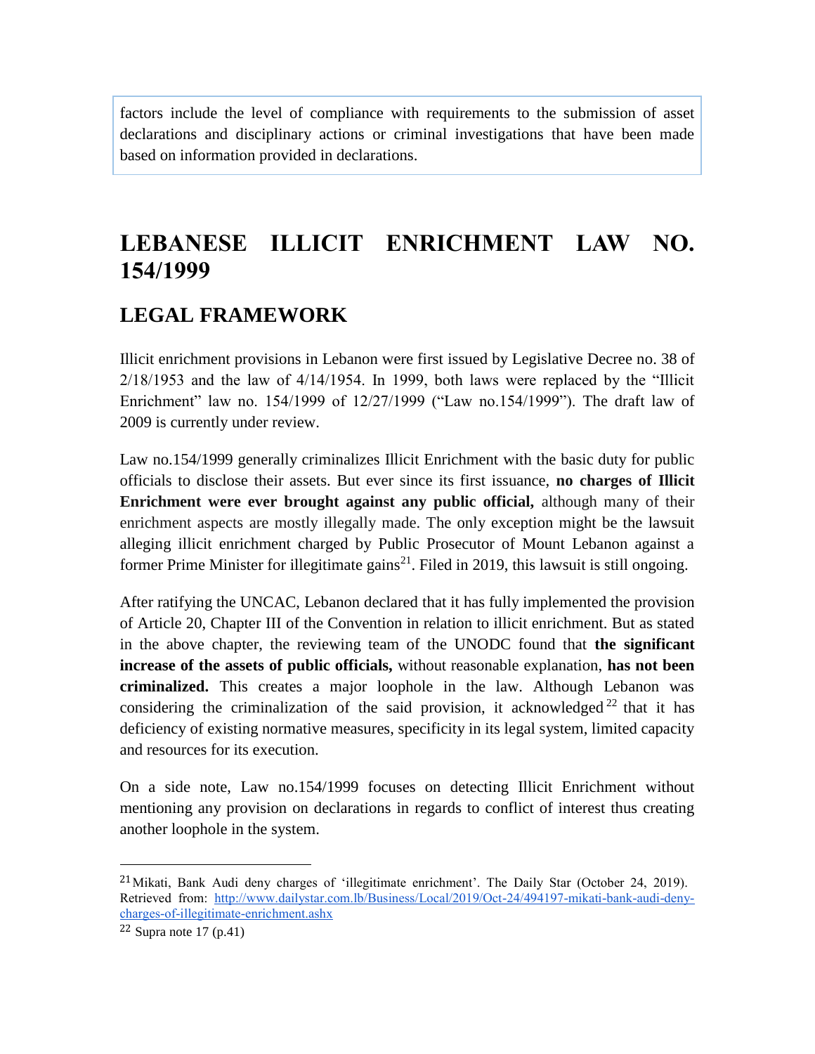factors include the level of compliance with requirements to the submission of asset declarations and disciplinary actions or criminal investigations that have been made based on information provided in declarations.

# LEBANESE ILLICIT ENRICHMENT LAW NO. 154/1999

## LEGAL FRAMEWORK

Illicit enrichment provisions in Lebanon were first issued by Legislative Decree no. 38 of 2/18/1953 and the law of 4/14/1954. In 1999, both laws were replaced by the "Illicit Enrichment" law no. 154/1999 of 12/27/1999 ("Law no.154/1999"). The draft law of 2009 is currently under review.

Law no.154/1999 generally criminalizes Illicit Enrichment with the basic duty for public officials to disclose their assets. But ever since its first issuance, **no charges of Illicit Enrichment were ever brought against any public official,** although many of their enrichment aspects are mostly illegally made. The only exception might be the lawsuit alleging illicit enrichment charged by Public Prosecutor of Mount Lebanon against a former Prime Minister for illegitimate gains[21]. Filed in 2019, this lawsuit is still ongoing.

After ratifying the UNCAC, Lebanon declared that it has fully implemented the provision of Article 20, Chapter III of the Convention in relation to illicit enrichment. But as stated in the above chapter, the reviewing team of the UNODC found that **the significant increase of the assets of public officials,** without reasonable explanation, **has not been criminalized.** This creates a major loophole in the law. Although Lebanon was considering the criminalization of the said provision, it acknowledged[22] that it has deficiency of existing normative measures, specificity in its legal system, limited capacity and resources for its execution.

On a side note, Law no.154/1999 focuses on detecting Illicit Enrichment without mentioning any provision on declarations in regards to conflict of interest thus creating another loophole in the system.

---

[21] Mikati, Bank Audi deny charges of 'illegitimate enrichment'. The Daily Star (October 24, 2019). Retrieved from: http://www.dailystar.com.lb/Business/Local/2019/Oct-24/494197-mikati-bank-audi-deny-charges-of-illegitimate-enrichment.ashx

[22] Supra note 17 (p.41)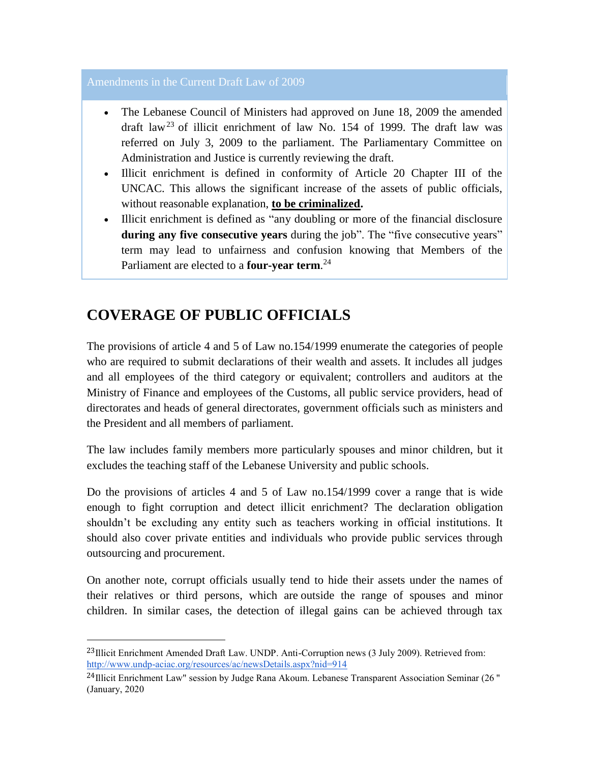### Amendments in the Current Draft Law of 2009

- The Lebanese Council of Ministers had approved on June 18, 2009 the amended draft law[23] of illicit enrichment of law No. 154 of 1999. The draft law was referred on July 3, 2009 to the parliament. The Parliamentary Committee on Administration and Justice is currently reviewing the draft.
- Illicit enrichment is defined in conformity of Article 20 Chapter III of the UNCAC. This allows the significant increase of the assets of public officials, without reasonable explanation, **to be criminalized.**
- Illicit enrichment is defined as "any doubling or more of the financial disclosure **during any five consecutive years** during the job". The "five consecutive years" term may lead to unfairness and confusion knowing that Members of the Parliament are elected to a **four-year term**.[24]

## COVERAGE OF PUBLIC OFFICIALS

The provisions of article 4 and 5 of Law no.154/1999 enumerate the categories of people who are required to submit declarations of their wealth and assets. It includes all judges and all employees of the third category or equivalent; controllers and auditors at the Ministry of Finance and employees of the Customs, all public service providers, head of directorates and heads of general directorates, government officials such as ministers and the President and all members of parliament.

The law includes family members more particularly spouses and minor children, but it excludes the teaching staff of the Lebanese University and public schools.

Do the provisions of articles 4 and 5 of Law no.154/1999 cover a range that is wide enough to fight corruption and detect illicit enrichment? The declaration obligation shouldn't be excluding any entity such as teachers working in official institutions. It should also cover private entities and individuals who provide public services through outsourcing and procurement.

On another note, corrupt officials usually tend to hide their assets under the names of their relatives or third persons, which are outside the range of spouses and minor children. In similar cases, the detection of illegal gains can be achieved through tax

---

[23] Illicit Enrichment Amended Draft Law. UNDP. Anti-Corruption news (3 July 2009). Retrieved from: http://www.undp-aciac.org/resources/ac/newsDetails.aspx?nid=914

[24] Illicit Enrichment Law" session by Judge Rana Akoum. Lebanese Transparent Association Seminar (26 " (January, 2020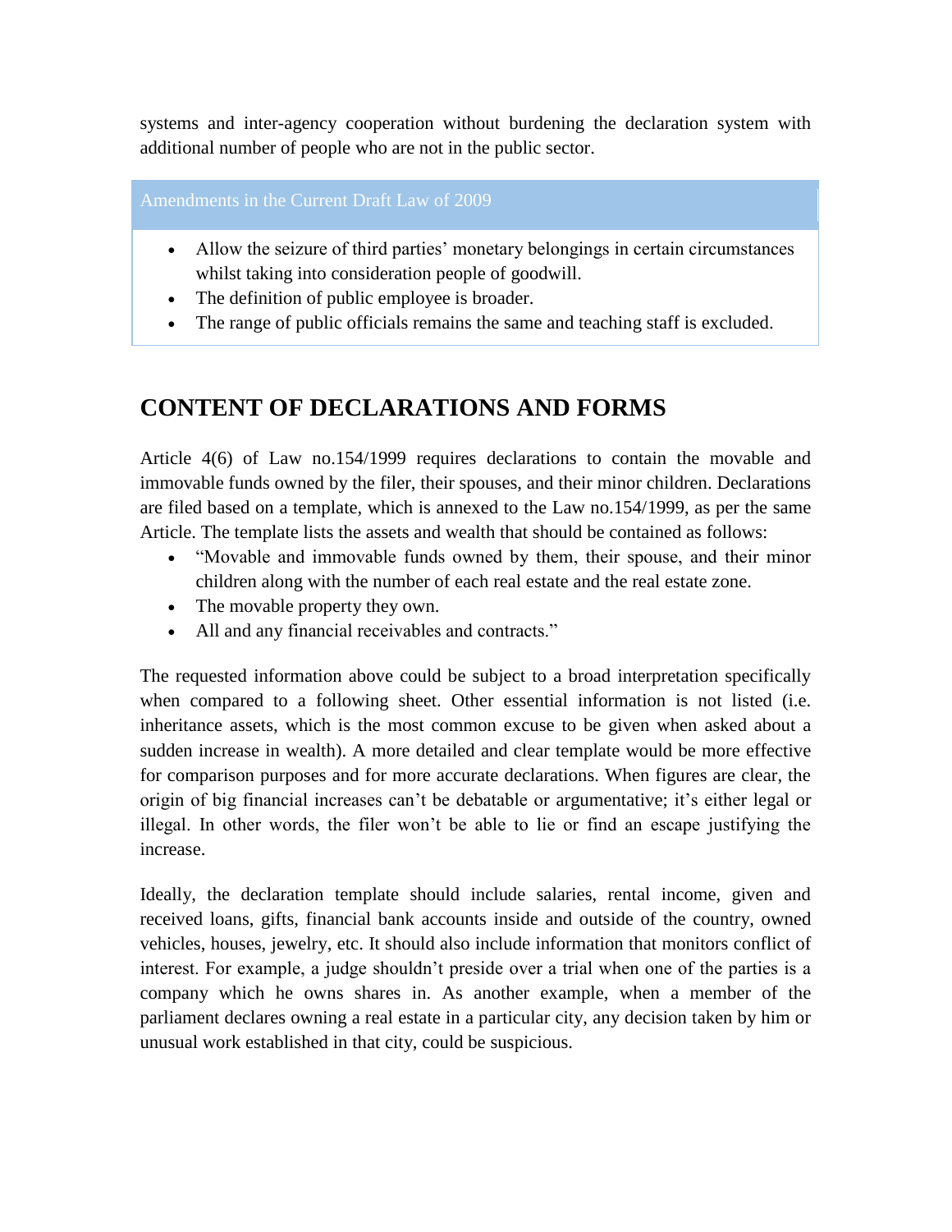systems and inter-agency cooperation without burdening the declaration system with additional number of people who are not in the public sector.

| Amendments in the Current Draft Law of 2009 |
| --- |
| • Allow the seizure of third parties' monetary belongings in certain circumstances whilst taking into consideration people of goodwill.<br>• The definition of public employee is broader.<br>• The range of public officials remains the same and teaching staff is excluded. |

## CONTENT OF DECLARATIONS AND FORMS

Article 4(6) of Law no.154/1999 requires declarations to contain the movable and immovable funds owned by the filer, their spouses, and their minor children. Declarations are filed based on a template, which is annexed to the Law no.154/1999, as per the same Article. The template lists the assets and wealth that should be contained as follows:

- "Movable and immovable funds owned by them, their spouse, and their minor children along with the number of each real estate and the real estate zone.
- The movable property they own.
- All and any financial receivables and contracts."

The requested information above could be subject to a broad interpretation specifically when compared to a following sheet. Other essential information is not listed (i.e. inheritance assets, which is the most common excuse to be given when asked about a sudden increase in wealth). A more detailed and clear template would be more effective for comparison purposes and for more accurate declarations. When figures are clear, the origin of big financial increases can't be debatable or argumentative; it's either legal or illegal. In other words, the filer won't be able to lie or find an escape justifying the increase.

Ideally, the declaration template should include salaries, rental income, given and received loans, gifts, financial bank accounts inside and outside of the country, owned vehicles, houses, jewelry, etc. It should also include information that monitors conflict of interest. For example, a judge shouldn't preside over a trial when one of the parties is a company which he owns shares in. As another example, when a member of the parliament declares owning a real estate in a particular city, any decision taken by him or unusual work established in that city, could be suspicious.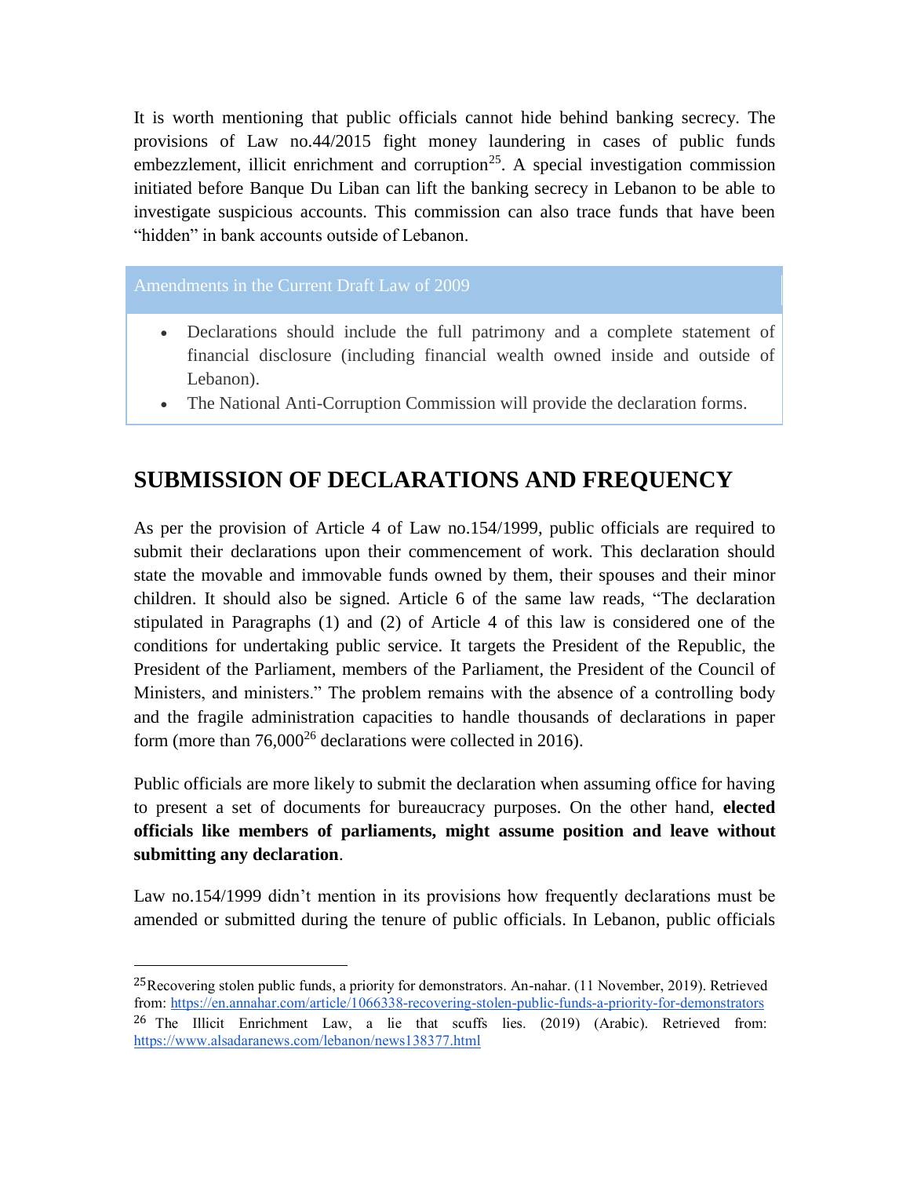It is worth mentioning that public officials cannot hide behind banking secrecy. The provisions of Law no.44/2015 fight money laundering in cases of public funds embezzlement, illicit enrichment and corruption[25]. A special investigation commission initiated before Banque Du Liban can lift the banking secrecy in Lebanon to be able to investigate suspicious accounts. This commission can also trace funds that have been "hidden" in bank accounts outside of Lebanon.

**Amendments in the Current Draft Law of 2009**

- Declarations should include the full patrimony and a complete statement of financial disclosure (including financial wealth owned inside and outside of Lebanon).
- The National Anti-Corruption Commission will provide the declaration forms.

## SUBMISSION OF DECLARATIONS AND FREQUENCY

As per the provision of Article 4 of Law no.154/1999, public officials are required to submit their declarations upon their commencement of work. This declaration should state the movable and immovable funds owned by them, their spouses and their minor children. It should also be signed. Article 6 of the same law reads, "The declaration stipulated in Paragraphs (1) and (2) of Article 4 of this law is considered one of the conditions for undertaking public service. It targets the President of the Republic, the President of the Parliament, members of the Parliament, the President of the Council of Ministers, and ministers." The problem remains with the absence of a controlling body and the fragile administration capacities to handle thousands of declarations in paper form (more than 76,000[26] declarations were collected in 2016).

Public officials are more likely to submit the declaration when assuming office for having to present a set of documents for bureaucracy purposes. On the other hand, **elected officials like members of parliaments, might assume position and leave without submitting any declaration**.

Law no.154/1999 didn't mention in its provisions how frequently declarations must be amended or submitted during the tenure of public officials. In Lebanon, public officials

---

[25] Recovering stolen public funds, a priority for demonstrators. An-nahar. (11 November, 2019). Retrieved from: https://en.annahar.com/article/1066338-recovering-stolen-public-funds-a-priority-for-demonstrators

[26] The Illicit Enrichment Law, a lie that scuffs lies. (2019) (Arabic). Retrieved from: https://www.alsadaranews.com/lebanon/news138377.html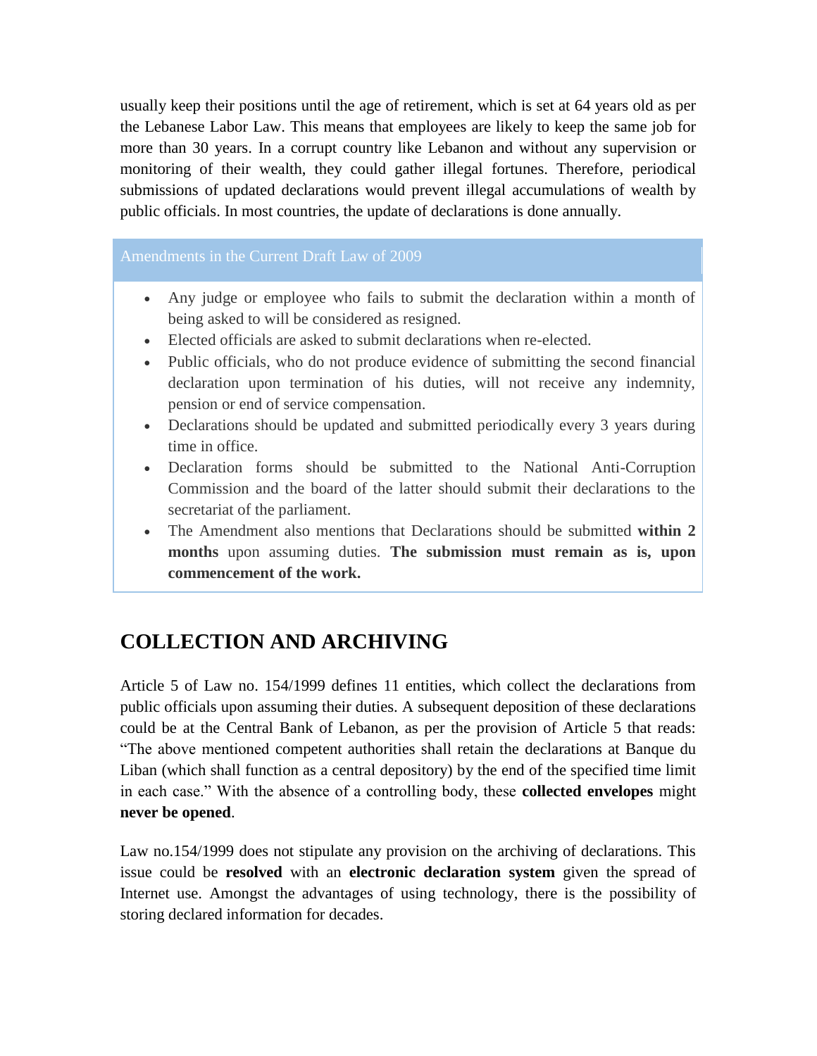usually keep their positions until the age of retirement, which is set at 64 years old as per the Lebanese Labor Law. This means that employees are likely to keep the same job for more than 30 years. In a corrupt country like Lebanon and without any supervision or monitoring of their wealth, they could gather illegal fortunes. Therefore, periodical submissions of updated declarations would prevent illegal accumulations of wealth by public officials. In most countries, the update of declarations is done annually.

### Amendments in the Current Draft Law of 2009

- Any judge or employee who fails to submit the declaration within a month of being asked to will be considered as resigned.
- Elected officials are asked to submit declarations when re-elected.
- Public officials, who do not produce evidence of submitting the second financial declaration upon termination of his duties, will not receive any indemnity, pension or end of service compensation.
- Declarations should be updated and submitted periodically every 3 years during time in office.
- Declaration forms should be submitted to the National Anti-Corruption Commission and the board of the latter should submit their declarations to the secretariat of the parliament.
- The Amendment also mentions that Declarations should be submitted **within 2 months** upon assuming duties. **The submission must remain as is, upon commencement of the work.**

## COLLECTION AND ARCHIVING

Article 5 of Law no. 154/1999 defines 11 entities, which collect the declarations from public officials upon assuming their duties. A subsequent deposition of these declarations could be at the Central Bank of Lebanon, as per the provision of Article 5 that reads: "The above mentioned competent authorities shall retain the declarations at Banque du Liban (which shall function as a central depository) by the end of the specified time limit in each case." With the absence of a controlling body, these **collected envelopes** might **never be opened**.

Law no.154/1999 does not stipulate any provision on the archiving of declarations. This issue could be **resolved** with an **electronic declaration system** given the spread of Internet use. Amongst the advantages of using technology, there is the possibility of storing declared information for decades.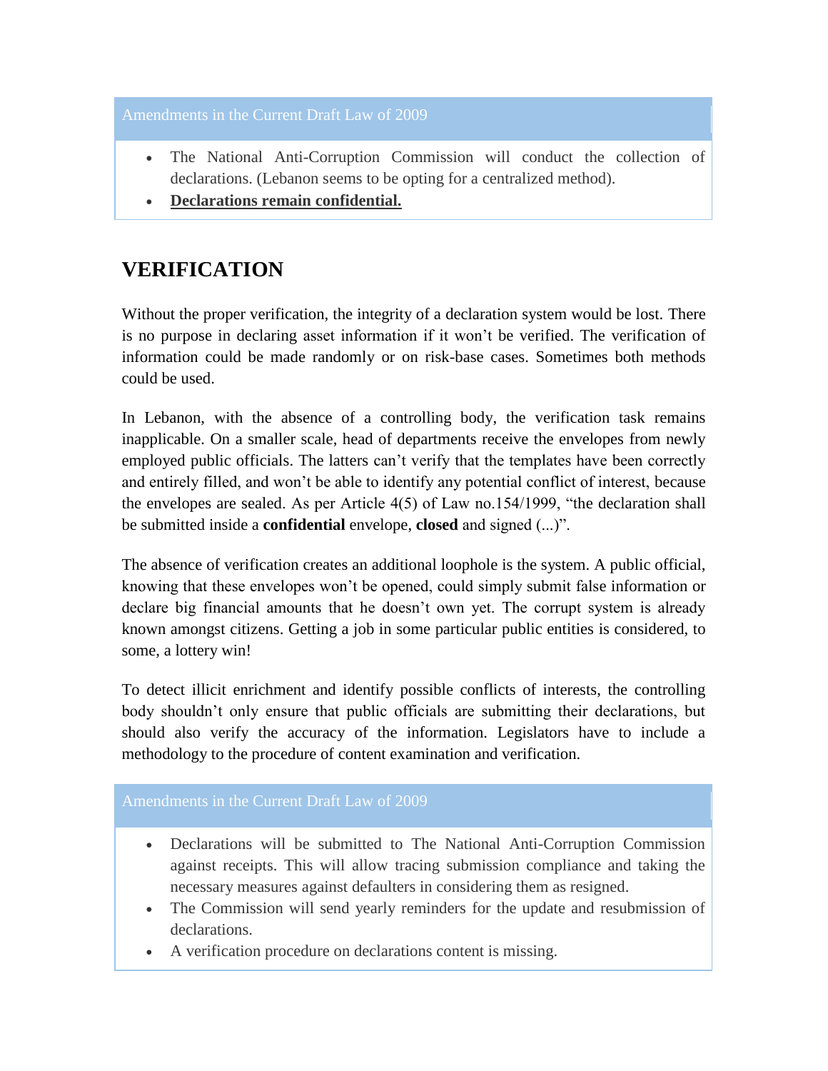Amendments in the Current Draft Law of 2009

- The National Anti-Corruption Commission will conduct the collection of declarations. (Lebanon seems to be opting for a centralized method).
- **Declarations remain confidential.**

## VERIFICATION

Without the proper verification, the integrity of a declaration system would be lost. There is no purpose in declaring asset information if it won't be verified. The verification of information could be made randomly or on risk-base cases. Sometimes both methods could be used.

In Lebanon, with the absence of a controlling body, the verification task remains inapplicable. On a smaller scale, head of departments receive the envelopes from newly employed public officials. The latters can't verify that the templates have been correctly and entirely filled, and won't be able to identify any potential conflict of interest, because the envelopes are sealed. As per Article 4(5) of Law no.154/1999, "the declaration shall be submitted inside a **confidential** envelope, **closed** and signed (...)".

The absence of verification creates an additional loophole is the system. A public official, knowing that these envelopes won't be opened, could simply submit false information or declare big financial amounts that he doesn't own yet. The corrupt system is already known amongst citizens. Getting a job in some particular public entities is considered, to some, a lottery win!

To detect illicit enrichment and identify possible conflicts of interests, the controlling body shouldn't only ensure that public officials are submitting their declarations, but should also verify the accuracy of the information. Legislators have to include a methodology to the procedure of content examination and verification.

Amendments in the Current Draft Law of 2009

- Declarations will be submitted to The National Anti-Corruption Commission against receipts. This will allow tracing submission compliance and taking the necessary measures against defaulters in considering them as resigned.
- The Commission will send yearly reminders for the update and resubmission of declarations.
- A verification procedure on declarations content is missing.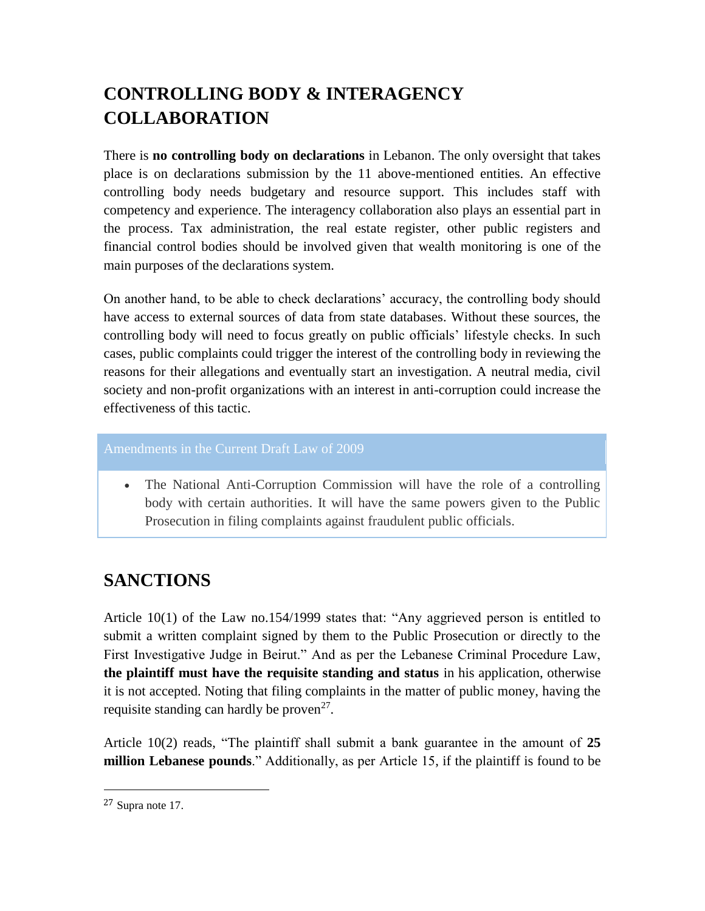## CONTROLLING BODY & INTERAGENCY COLLABORATION

There is **no controlling body on declarations** in Lebanon. The only oversight that takes place is on declarations submission by the 11 above-mentioned entities. An effective controlling body needs budgetary and resource support. This includes staff with competency and experience. The interagency collaboration also plays an essential part in the process. Tax administration, the real estate register, other public registers and financial control bodies should be involved given that wealth monitoring is one of the main purposes of the declarations system.

On another hand, to be able to check declarations' accuracy, the controlling body should have access to external sources of data from state databases. Without these sources, the controlling body will need to focus greatly on public officials' lifestyle checks. In such cases, public complaints could trigger the interest of the controlling body in reviewing the reasons for their allegations and eventually start an investigation. A neutral media, civil society and non-profit organizations with an interest in anti-corruption could increase the effectiveness of this tactic.

**Amendments in the Current Draft Law of 2009**

- The National Anti-Corruption Commission will have the role of a controlling body with certain authorities. It will have the same powers given to the Public Prosecution in filing complaints against fraudulent public officials.

## SANCTIONS

Article 10(1) of the Law no.154/1999 states that: "Any aggrieved person is entitled to submit a written complaint signed by them to the Public Prosecution or directly to the First Investigative Judge in Beirut." And as per the Lebanese Criminal Procedure Law, **the plaintiff must have the requisite standing and status** in his application, otherwise it is not accepted. Noting that filing complaints in the matter of public money, having the requisite standing can hardly be proven[27].

Article 10(2) reads, "The plaintiff shall submit a bank guarantee in the amount of **25 million Lebanese pounds**." Additionally, as per Article 15, if the plaintiff is found to be

[27] Supra note 17.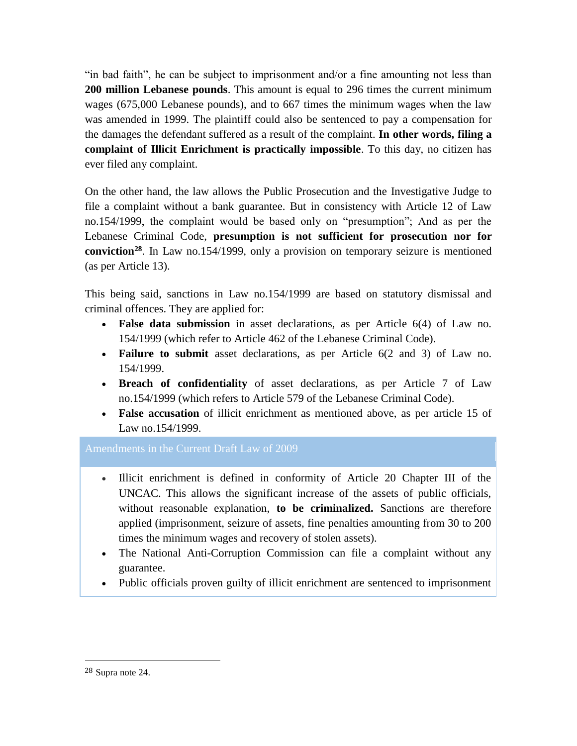"in bad faith", he can be subject to imprisonment and/or a fine amounting not less than **200 million Lebanese pounds**. This amount is equal to 296 times the current minimum wages (675,000 Lebanese pounds), and to 667 times the minimum wages when the law was amended in 1999. The plaintiff could also be sentenced to pay a compensation for the damages the defendant suffered as a result of the complaint. **In other words, filing a complaint of Illicit Enrichment is practically impossible**. To this day, no citizen has ever filed any complaint.

On the other hand, the law allows the Public Prosecution and the Investigative Judge to file a complaint without a bank guarantee. But in consistency with Article 12 of Law no.154/1999, the complaint would be based only on "presumption"; And as per the Lebanese Criminal Code, **presumption is not sufficient for prosecution nor for conviction**[28]. In Law no.154/1999, only a provision on temporary seizure is mentioned (as per Article 13).

This being said, sanctions in Law no.154/1999 are based on statutory dismissal and criminal offences. They are applied for:

- **False data submission** in asset declarations, as per Article 6(4) of Law no. 154/1999 (which refer to Article 462 of the Lebanese Criminal Code).
- **Failure to submit** asset declarations, as per Article 6(2 and 3) of Law no. 154/1999.
- **Breach of confidentiality** of asset declarations, as per Article 7 of Law no.154/1999 (which refers to Article 579 of the Lebanese Criminal Code).
- **False accusation** of illicit enrichment as mentioned above, as per article 15 of Law no.154/1999.

### Amendments in the Current Draft Law of 2009

- Illicit enrichment is defined in conformity of Article 20 Chapter III of the UNCAC. This allows the significant increase of the assets of public officials, without reasonable explanation, **to be criminalized.** Sanctions are therefore applied (imprisonment, seizure of assets, fine penalties amounting from 30 to 200 times the minimum wages and recovery of stolen assets).
- The National Anti-Corruption Commission can file a complaint without any guarantee.
- Public officials proven guilty of illicit enrichment are sentenced to imprisonment

---

[28] Supra note 24.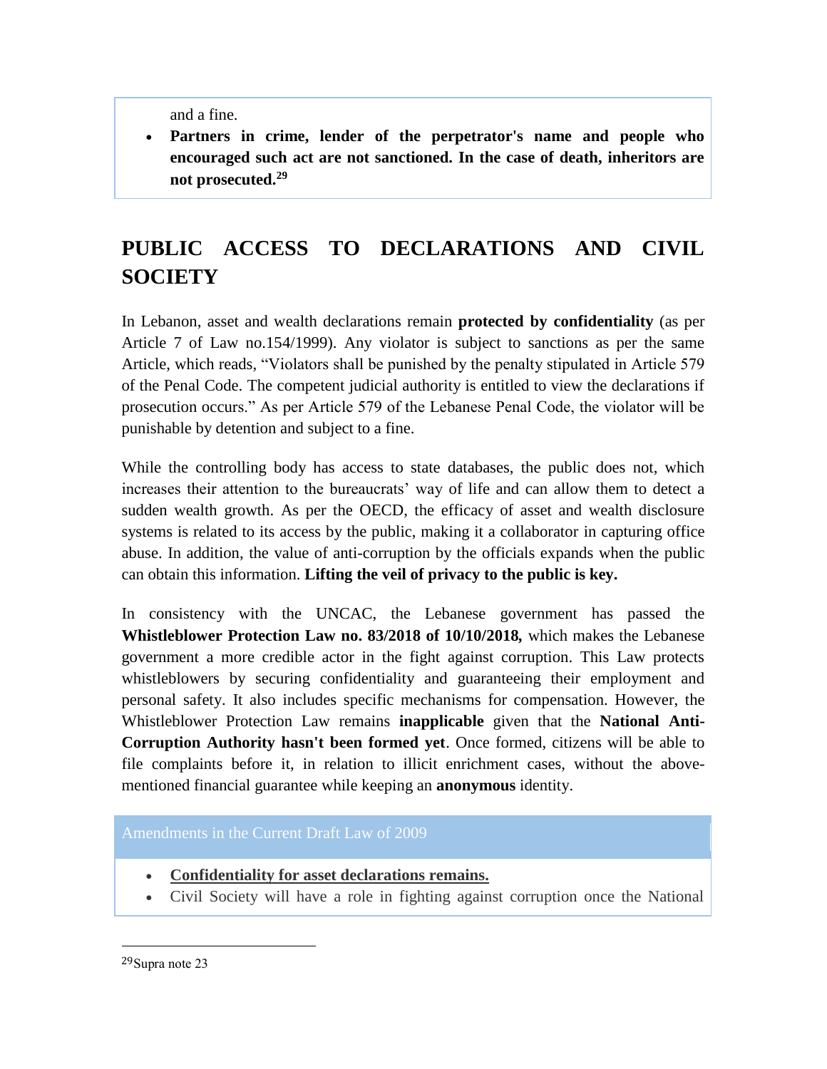and a fine.

- **Partners in crime, lender of the perpetrator's name and people who encouraged such act are not sanctioned. In the case of death, inheritors are not prosecuted.**[29]

# PUBLIC ACCESS TO DECLARATIONS AND CIVIL SOCIETY

In Lebanon, asset and wealth declarations remain **protected by confidentiality** (as per Article 7 of Law no.154/1999). Any violator is subject to sanctions as per the same Article, which reads, "Violators shall be punished by the penalty stipulated in Article 579 of the Penal Code. The competent judicial authority is entitled to view the declarations if prosecution occurs." As per Article 579 of the Lebanese Penal Code, the violator will be punishable by detention and subject to a fine.

While the controlling body has access to state databases, the public does not, which increases their attention to the bureaucrats' way of life and can allow them to detect a sudden wealth growth. As per the OECD, the efficacy of asset and wealth disclosure systems is related to its access by the public, making it a collaborator in capturing office abuse. In addition, the value of anti-corruption by the officials expands when the public can obtain this information. **Lifting the veil of privacy to the public is key.**

In consistency with the UNCAC, the Lebanese government has passed the **Whistleblower Protection Law no. 83/2018 of 10/10/2018,** which makes the Lebanese government a more credible actor in the fight against corruption. This Law protects whistleblowers by securing confidentiality and guaranteeing their employment and personal safety. It also includes specific mechanisms for compensation. However, the Whistleblower Protection Law remains **inapplicable** given that the **National Anti-Corruption Authority hasn't been formed yet**. Once formed, citizens will be able to file complaints before it, in relation to illicit enrichment cases, without the above-mentioned financial guarantee while keeping an **anonymous** identity.

Amendments in the Current Draft Law of 2009

- **Confidentiality for asset declarations remains.**
- Civil Society will have a role in fighting against corruption once the National

[29] Supra note 23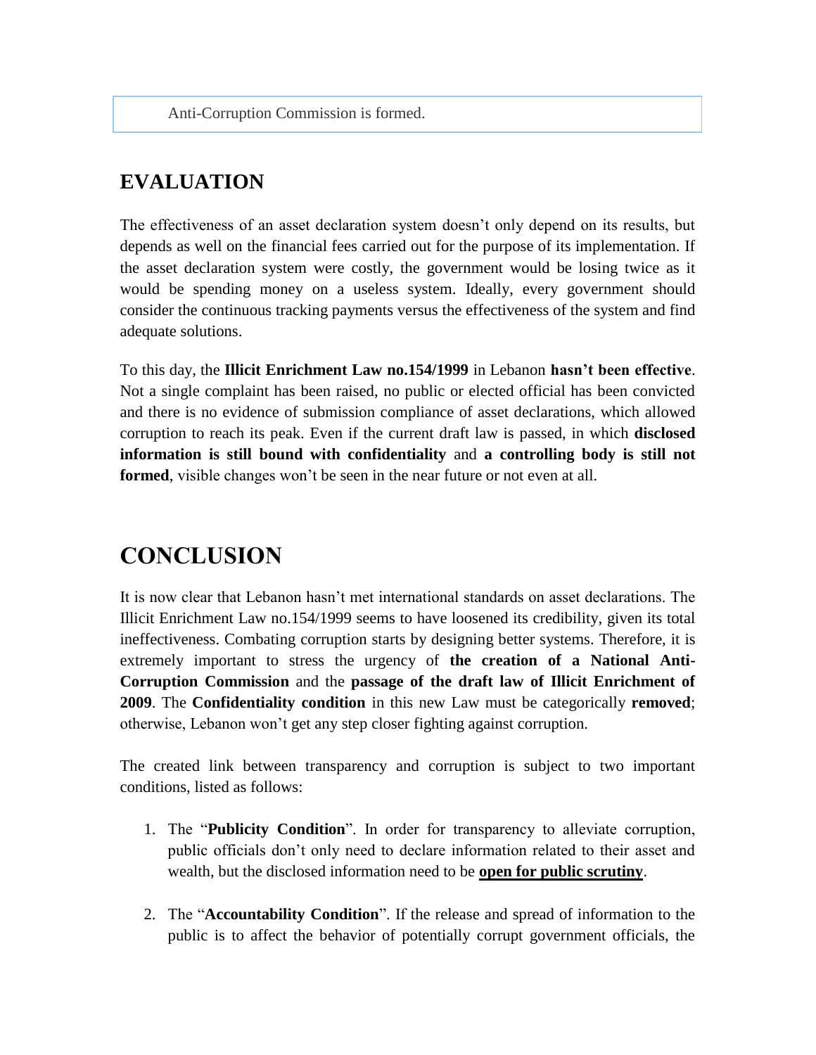| Anti-Corruption Commission is formed. |
|---|

## EVALUATION

The effectiveness of an asset declaration system doesn't only depend on its results, but depends as well on the financial fees carried out for the purpose of its implementation. If the asset declaration system were costly, the government would be losing twice as it would be spending money on a useless system. Ideally, every government should consider the continuous tracking payments versus the effectiveness of the system and find adequate solutions.

To this day, the **Illicit Enrichment Law no.154/1999** in Lebanon **hasn't been effective**. Not a single complaint has been raised, no public or elected official has been convicted and there is no evidence of submission compliance of asset declarations, which allowed corruption to reach its peak. Even if the current draft law is passed, in which **disclosed information is still bound with confidentiality** and **a controlling body is still not formed**, visible changes won't be seen in the near future or not even at all.

# CONCLUSION

It is now clear that Lebanon hasn't met international standards on asset declarations. The Illicit Enrichment Law no.154/1999 seems to have loosened its credibility, given its total ineffectiveness. Combating corruption starts by designing better systems. Therefore, it is extremely important to stress the urgency of **the creation of a National Anti-Corruption Commission** and the **passage of the draft law of Illicit Enrichment of 2009**. The **Confidentiality condition** in this new Law must be categorically **removed**; otherwise, Lebanon won't get any step closer fighting against corruption.

The created link between transparency and corruption is subject to two important conditions, listed as follows:

1. The "**Publicity Condition**". In order for transparency to alleviate corruption, public officials don't only need to declare information related to their asset and wealth, but the disclosed information need to be **<u>open for public scrutiny</u>**.

2. The "**Accountability Condition**". If the release and spread of information to the public is to affect the behavior of potentially corrupt government officials, the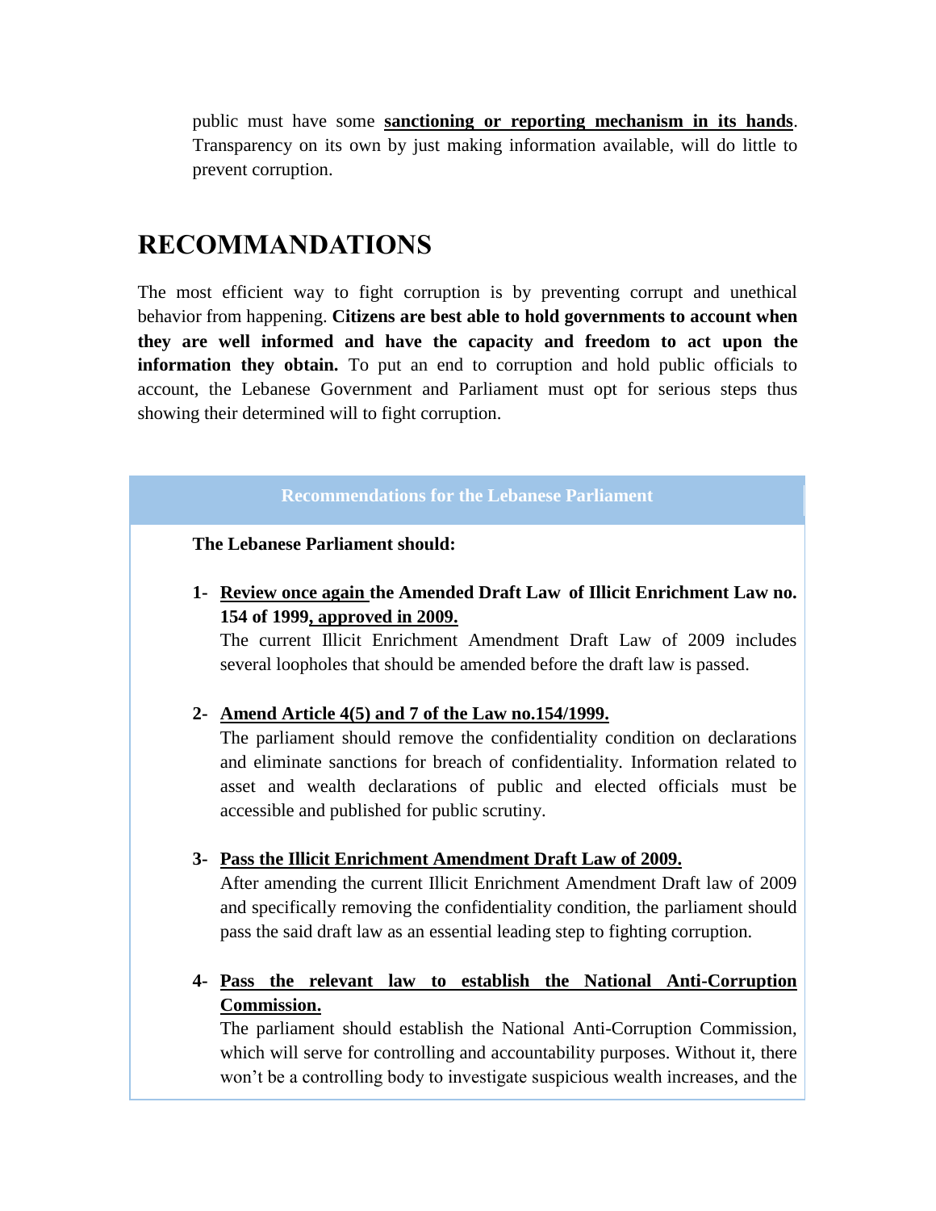public must have some **sanctioning or reporting mechanism in its hands**. Transparency on its own by just making information available, will do little to prevent corruption.

# RECOMMANDATIONS

The most efficient way to fight corruption is by preventing corrupt and unethical behavior from happening. **Citizens are best able to hold governments to account when they are well informed and have the capacity and freedom to act upon the information they obtain.** To put an end to corruption and hold public officials to account, the Lebanese Government and Parliament must opt for serious steps thus showing their determined will to fight corruption.

**Recommendations for the Lebanese Parliament**

**The Lebanese Parliament should:**

1- **Review once again the Amended Draft Law of Illicit Enrichment Law no. 154 of 1999, approved in 2009.**
The current Illicit Enrichment Amendment Draft Law of 2009 includes several loopholes that should be amended before the draft law is passed.

2- **Amend Article 4(5) and 7 of the Law no.154/1999.**
The parliament should remove the confidentiality condition on declarations and eliminate sanctions for breach of confidentiality. Information related to asset and wealth declarations of public and elected officials must be accessible and published for public scrutiny.

3- **Pass the Illicit Enrichment Amendment Draft Law of 2009.**
After amending the current Illicit Enrichment Amendment Draft law of 2009 and specifically removing the confidentiality condition, the parliament should pass the said draft law as an essential leading step to fighting corruption.

4- **Pass the relevant law to establish the National Anti-Corruption Commission.**
The parliament should establish the National Anti-Corruption Commission, which will serve for controlling and accountability purposes. Without it, there won't be a controlling body to investigate suspicious wealth increases, and the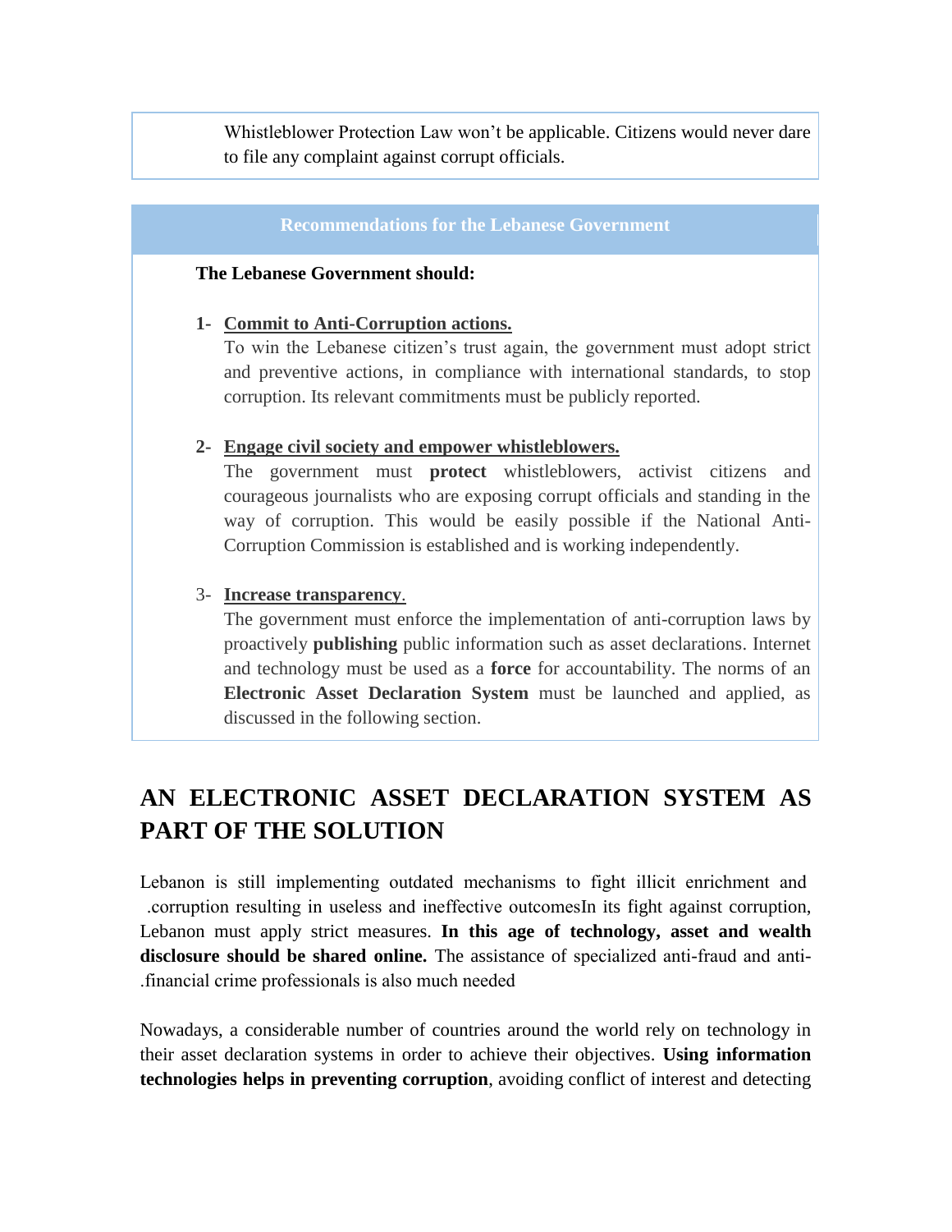Whistleblower Protection Law won't be applicable. Citizens would never dare to file any complaint against corrupt officials.

**Recommendations for the Lebanese Government**

**The Lebanese Government should:**

1- **Commit to Anti-Corruption actions.**
To win the Lebanese citizen's trust again, the government must adopt strict and preventive actions, in compliance with international standards, to stop corruption. Its relevant commitments must be publicly reported.

2- **Engage civil society and empower whistleblowers.**
The government must **protect** whistleblowers, activist citizens and courageous journalists who are exposing corrupt officials and standing in the way of corruption. This would be easily possible if the National Anti-Corruption Commission is established and is working independently.

3- **Increase transparency**.
The government must enforce the implementation of anti-corruption laws by proactively **publishing** public information such as asset declarations. Internet and technology must be used as a **force** for accountability. The norms of an **Electronic Asset Declaration System** must be launched and applied, as discussed in the following section.

## AN ELECTRONIC ASSET DECLARATION SYSTEM AS PART OF THE SOLUTION

Lebanon is still implementing outdated mechanisms to fight illicit enrichment and corruption resulting in useless and ineffective outcomes. In its fight against corruption, Lebanon must apply strict measures. **In this age of technology, asset and wealth disclosure should be shared online.** The assistance of specialized anti-fraud and anti-financial crime professionals is also much needed.

Nowadays, a considerable number of countries around the world rely on technology in their asset declaration systems in order to achieve their objectives. **Using information technologies helps in preventing corruption**, avoiding conflict of interest and detecting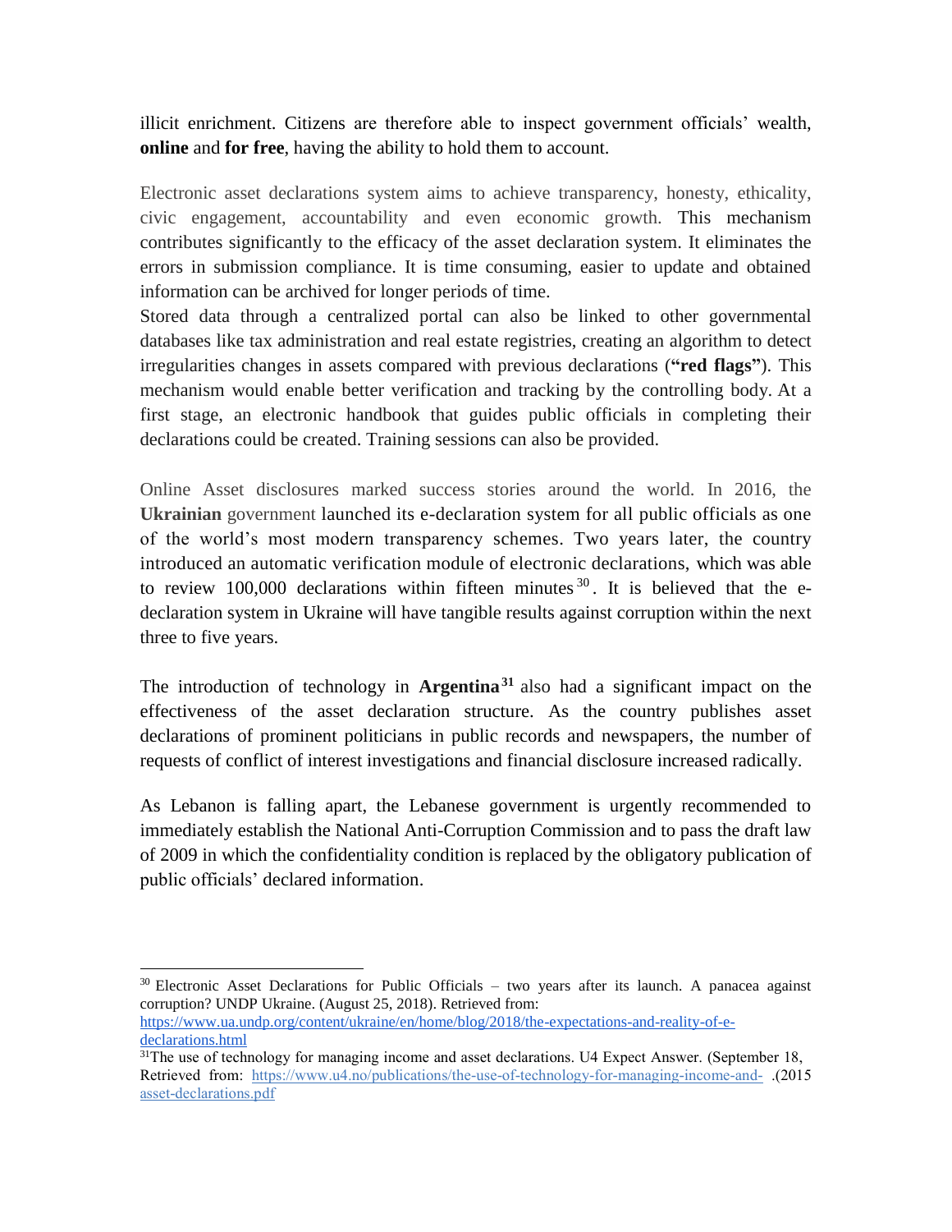illicit enrichment. Citizens are therefore able to inspect government officials' wealth, **online** and **for free**, having the ability to hold them to account.

Electronic asset declarations system aims to achieve transparency, honesty, ethicality, civic engagement, accountability and even economic growth. This mechanism contributes significantly to the efficacy of the asset declaration system. It eliminates the errors in submission compliance. It is time consuming, easier to update and obtained information can be archived for longer periods of time.
Stored data through a centralized portal can also be linked to other governmental databases like tax administration and real estate registries, creating an algorithm to detect irregularities changes in assets compared with previous declarations (**"red flags"**). This mechanism would enable better verification and tracking by the controlling body. At a first stage, an electronic handbook that guides public officials in completing their declarations could be created. Training sessions can also be provided.

Online Asset disclosures marked success stories around the world. In 2016, the **Ukrainian** government launched its e-declaration system for all public officials as one of the world's most modern transparency schemes. Two years later, the country introduced an automatic verification module of electronic declarations, which was able to review 100,000 declarations within fifteen minutes[30]. It is believed that the e-declaration system in Ukraine will have tangible results against corruption within the next three to five years.

The introduction of technology in **Argentina**[31] also had a significant impact on the effectiveness of the asset declaration structure. As the country publishes asset declarations of prominent politicians in public records and newspapers, the number of requests of conflict of interest investigations and financial disclosure increased radically.

As Lebanon is falling apart, the Lebanese government is urgently recommended to immediately establish the National Anti-Corruption Commission and to pass the draft law of 2009 in which the confidentiality condition is replaced by the obligatory publication of public officials' declared information.

---

[30] Electronic Asset Declarations for Public Officials – two years after its launch. A panacea against corruption? UNDP Ukraine. (August 25, 2018). Retrieved from: https://www.ua.undp.org/content/ukraine/en/home/blog/2018/the-expectations-and-reality-of-e-declarations.html

[31] The use of technology for managing income and asset declarations. U4 Expect Answer. (September 18, 2015). Retrieved from: https://www.u4.no/publications/the-use-of-technology-for-managing-income-and-asset-declarations.pdf